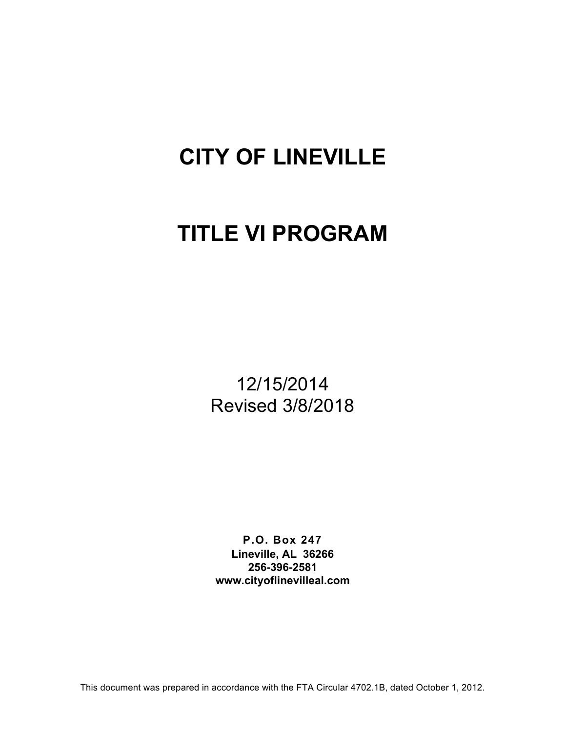# CITY OF LINEVILLE

# TITLE VI PROGRAM

12/15/2014
Revised 3/8/2018

**P.O. Box 247**
**Lineville, AL 36266**
**256-396-2581**
**www.cityoflinevilleal.com**

This document was prepared in accordance with the FTA Circular 4702.1B, dated October 1, 2012.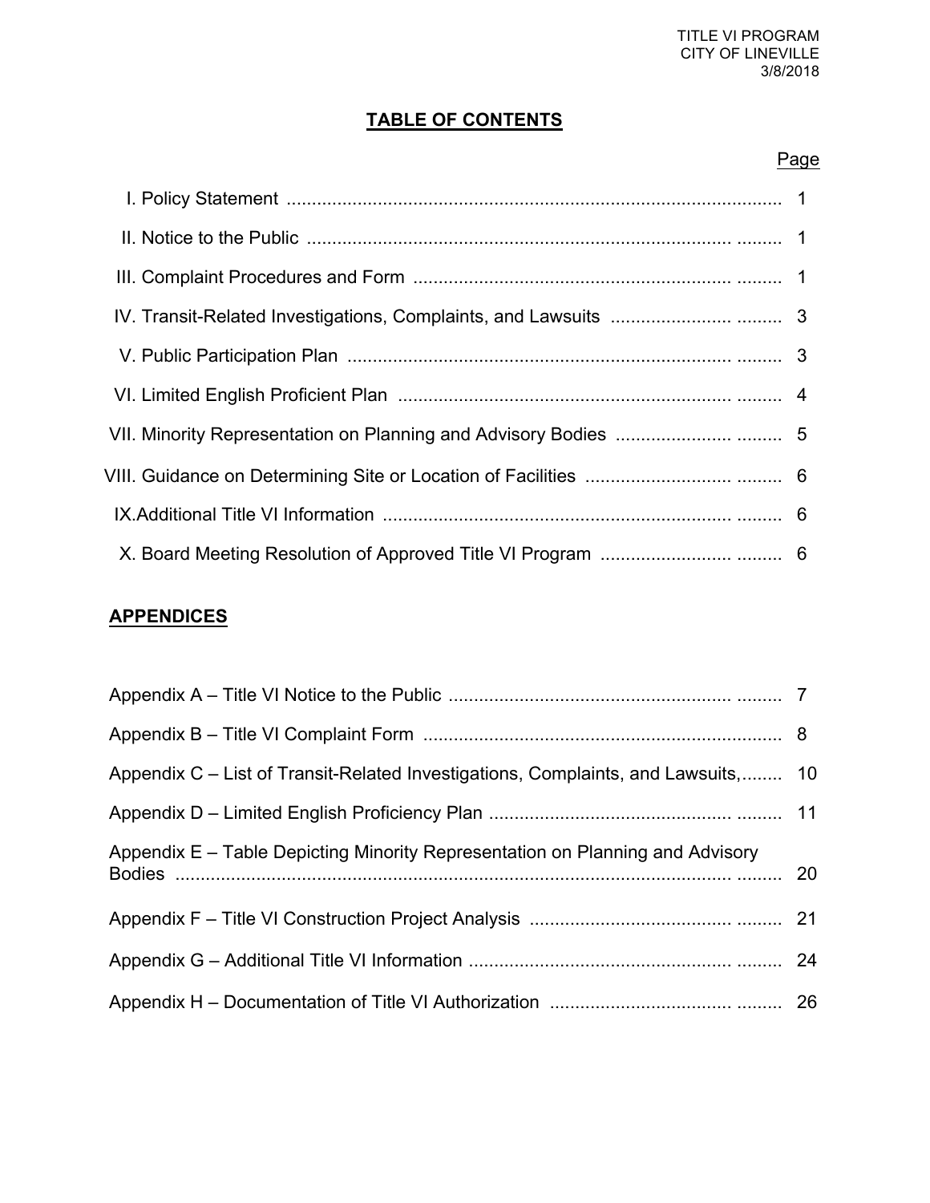## TABLE OF CONTENTS

| | Page |
|---|---|
| I. Policy Statement | 1 |
| II. Notice to the Public | 1 |
| III. Complaint Procedures and Form | 1 |
| IV. Transit-Related Investigations, Complaints, and Lawsuits | 3 |
| V. Public Participation Plan | 3 |
| VI. Limited English Proficient Plan | 4 |
| VII. Minority Representation on Planning and Advisory Bodies | 5 |
| VIII. Guidance on Determining Site or Location of Facilities | 6 |
| IX.Additional Title VI Information | 6 |
| X. Board Meeting Resolution of Approved Title VI Program | 6 |

## APPENDICES

| | |
|---|---|
| Appendix A – Title VI Notice to the Public | 7 |
| Appendix B – Title VI Complaint Form | 8 |
| Appendix C – List of Transit-Related Investigations, Complaints, and Lawsuits, | 10 |
| Appendix D – Limited English Proficiency Plan | 11 |
| Appendix E – Table Depicting Minority Representation on Planning and Advisory Bodies | 20 |
| Appendix F – Title VI Construction Project Analysis | 21 |
| Appendix G – Additional Title VI Information | 24 |
| Appendix H – Documentation of Title VI Authorization | 26 |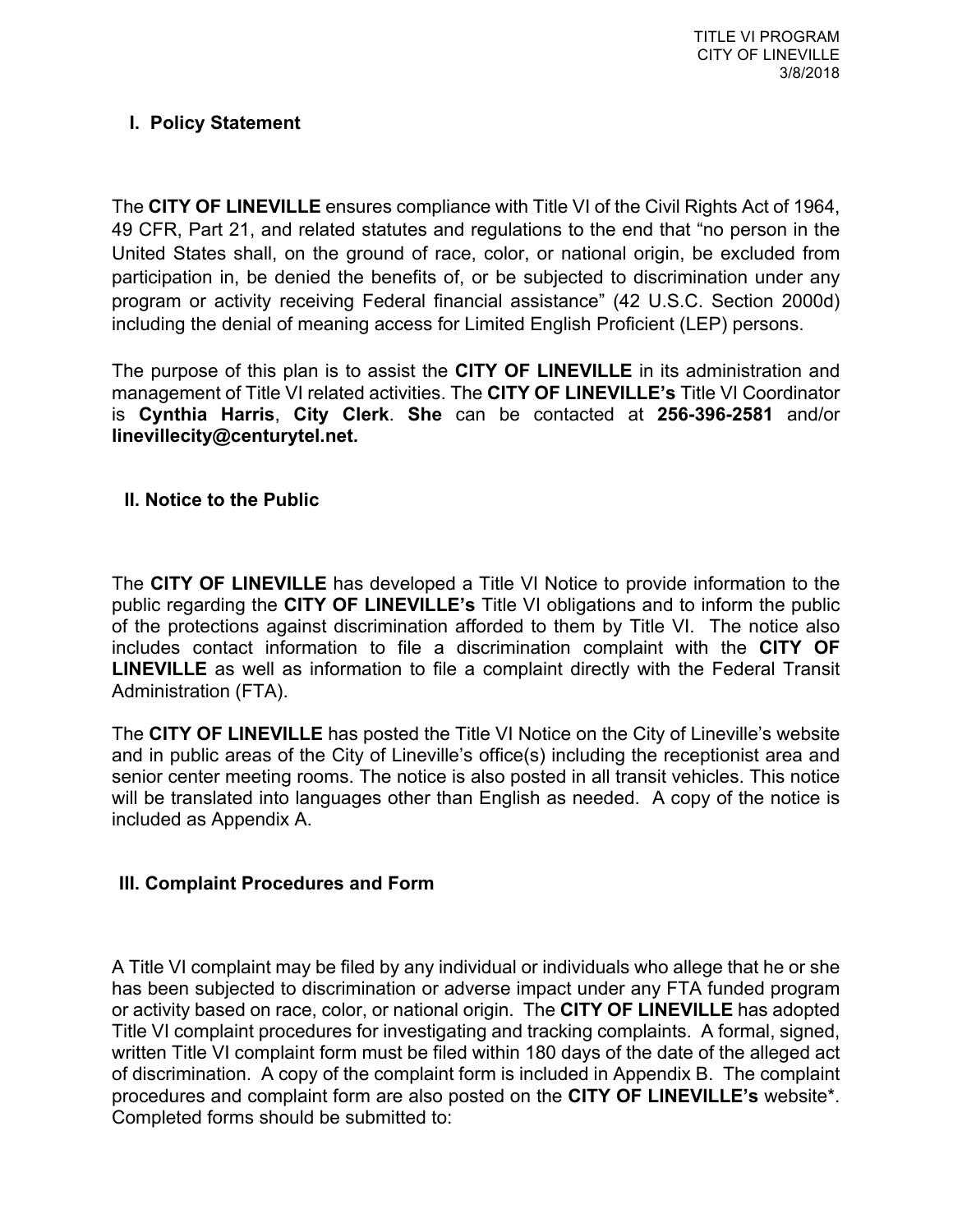## I. Policy Statement

The **CITY OF LINEVILLE** ensures compliance with Title VI of the Civil Rights Act of 1964, 49 CFR, Part 21, and related statutes and regulations to the end that “no person in the United States shall, on the ground of race, color, or national origin, be excluded from participation in, be denied the benefits of, or be subjected to discrimination under any program or activity receiving Federal financial assistance” (42 U.S.C. Section 2000d) including the denial of meaning access for Limited English Proficient (LEP) persons.

The purpose of this plan is to assist the **CITY OF LINEVILLE** in its administration and management of Title VI related activities. The **CITY OF LINEVILLE’s** Title VI Coordinator is **Cynthia Harris**, **City Clerk**. **She** can be contacted at **256-396-2581** and/or **linevillecity@centurytel.net.**

## II. Notice to the Public

The **CITY OF LINEVILLE** has developed a Title VI Notice to provide information to the public regarding the **CITY OF LINEVILLE’s** Title VI obligations and to inform the public of the protections against discrimination afforded to them by Title VI. The notice also includes contact information to file a discrimination complaint with the **CITY OF LINEVILLE** as well as information to file a complaint directly with the Federal Transit Administration (FTA).

The **CITY OF LINEVILLE** has posted the Title VI Notice on the City of Lineville’s website and in public areas of the City of Lineville’s office(s) including the receptionist area and senior center meeting rooms. The notice is also posted in all transit vehicles. This notice will be translated into languages other than English as needed. A copy of the notice is included as Appendix A.

## III. Complaint Procedures and Form

A Title VI complaint may be filed by any individual or individuals who allege that he or she has been subjected to discrimination or adverse impact under any FTA funded program or activity based on race, color, or national origin. The **CITY OF LINEVILLE** has adopted Title VI complaint procedures for investigating and tracking complaints. A formal, signed, written Title VI complaint form must be filed within 180 days of the date of the alleged act of discrimination. A copy of the complaint form is included in Appendix B. The complaint procedures and complaint form are also posted on the **CITY OF LINEVILLE’s** website*. Completed forms should be submitted to: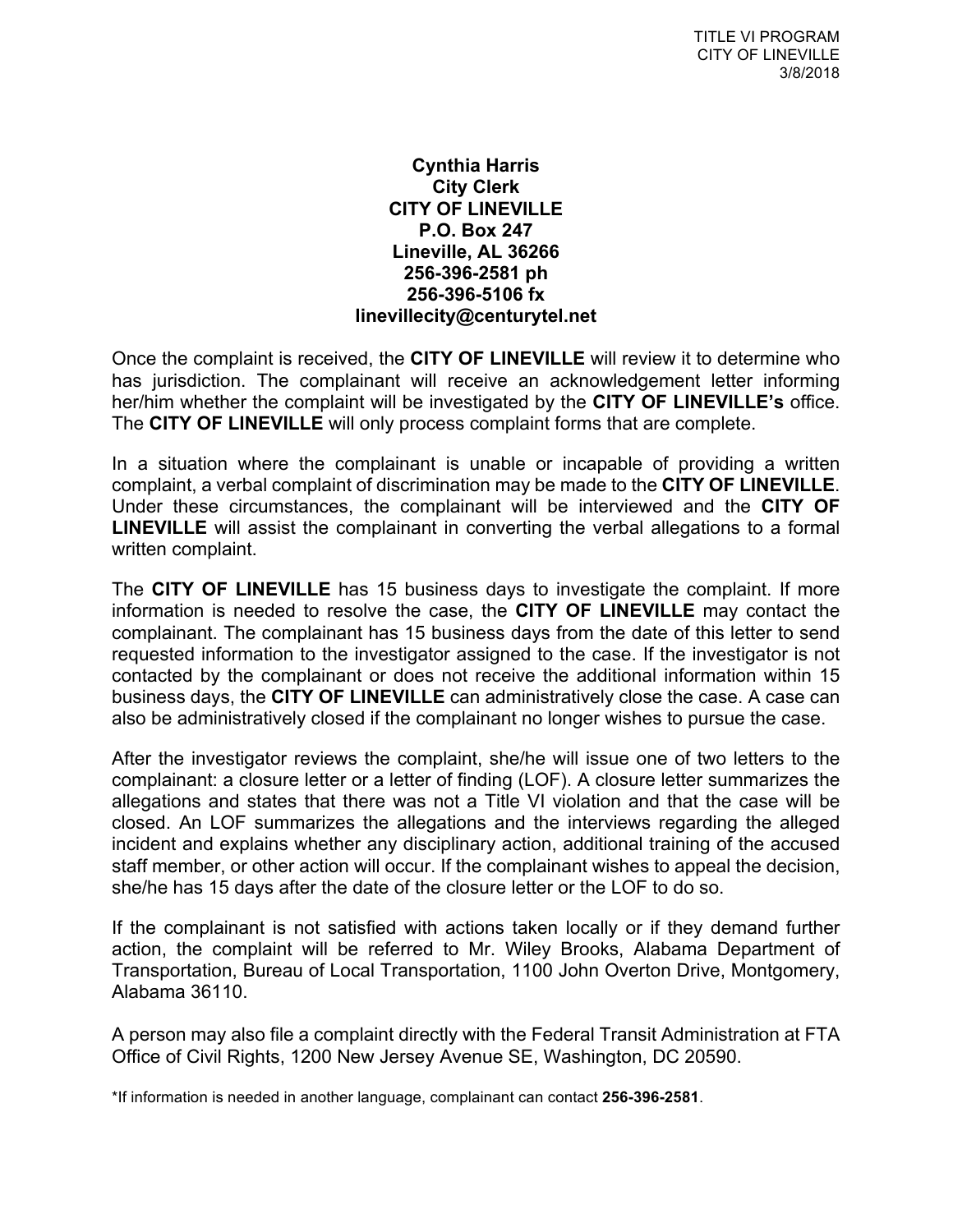**Cynthia Harris**
**City Clerk**
**CITY OF LINEVILLE**
**P.O. Box 247**
**Lineville, AL 36266**
**256-396-2581 ph**
**256-396-5106 fx**
**linevillecity@centurytel.net**

Once the complaint is received, the **CITY OF LINEVILLE** will review it to determine who has jurisdiction. The complainant will receive an acknowledgement letter informing her/him whether the complaint will be investigated by the **CITY OF LINEVILLE's** office. The **CITY OF LINEVILLE** will only process complaint forms that are complete.

In a situation where the complainant is unable or incapable of providing a written complaint, a verbal complaint of discrimination may be made to the **CITY OF LINEVILLE**. Under these circumstances, the complainant will be interviewed and the **CITY OF LINEVILLE** will assist the complainant in converting the verbal allegations to a formal written complaint.

The **CITY OF LINEVILLE** has 15 business days to investigate the complaint. If more information is needed to resolve the case, the **CITY OF LINEVILLE** may contact the complainant. The complainant has 15 business days from the date of this letter to send requested information to the investigator assigned to the case. If the investigator is not contacted by the complainant or does not receive the additional information within 15 business days, the **CITY OF LINEVILLE** can administratively close the case. A case can also be administratively closed if the complainant no longer wishes to pursue the case.

After the investigator reviews the complaint, she/he will issue one of two letters to the complainant: a closure letter or a letter of finding (LOF). A closure letter summarizes the allegations and states that there was not a Title VI violation and that the case will be closed. An LOF summarizes the allegations and the interviews regarding the alleged incident and explains whether any disciplinary action, additional training of the accused staff member, or other action will occur. If the complainant wishes to appeal the decision, she/he has 15 days after the date of the closure letter or the LOF to do so.

If the complainant is not satisfied with actions taken locally or if they demand further action, the complaint will be referred to Mr. Wiley Brooks, Alabama Department of Transportation, Bureau of Local Transportation, 1100 John Overton Drive, Montgomery, Alabama 36110.

A person may also file a complaint directly with the Federal Transit Administration at FTA Office of Civil Rights, 1200 New Jersey Avenue SE, Washington, DC 20590.

*If information is needed in another language, complainant can contact **256-396-2581**.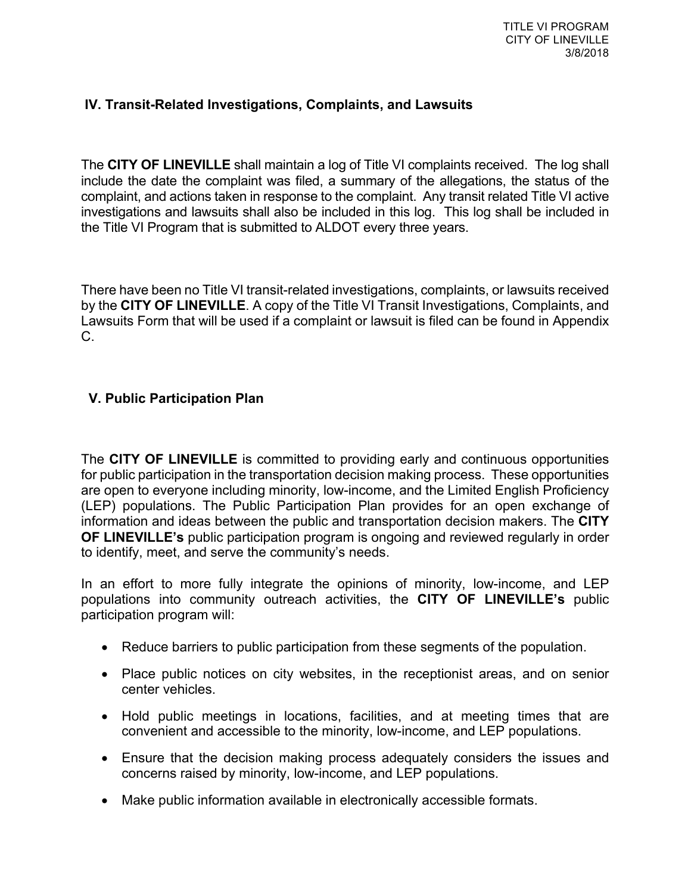## IV. Transit-Related Investigations, Complaints, and Lawsuits

The **CITY OF LINEVILLE** shall maintain a log of Title VI complaints received. The log shall include the date the complaint was filed, a summary of the allegations, the status of the complaint, and actions taken in response to the complaint. Any transit related Title VI active investigations and lawsuits shall also be included in this log. This log shall be included in the Title VI Program that is submitted to ALDOT every three years.

There have been no Title VI transit-related investigations, complaints, or lawsuits received by the **CITY OF LINEVILLE**. A copy of the Title VI Transit Investigations, Complaints, and Lawsuits Form that will be used if a complaint or lawsuit is filed can be found in Appendix C.

## V. Public Participation Plan

The **CITY OF LINEVILLE** is committed to providing early and continuous opportunities for public participation in the transportation decision making process. These opportunities are open to everyone including minority, low-income, and the Limited English Proficiency (LEP) populations. The Public Participation Plan provides for an open exchange of information and ideas between the public and transportation decision makers. The **CITY OF LINEVILLE's** public participation program is ongoing and reviewed regularly in order to identify, meet, and serve the community's needs.

In an effort to more fully integrate the opinions of minority, low-income, and LEP populations into community outreach activities, the **CITY OF LINEVILLE's** public participation program will:

- Reduce barriers to public participation from these segments of the population.
- Place public notices on city websites, in the receptionist areas, and on senior center vehicles.
- Hold public meetings in locations, facilities, and at meeting times that are convenient and accessible to the minority, low-income, and LEP populations.
- Ensure that the decision making process adequately considers the issues and concerns raised by minority, low-income, and LEP populations.
- Make public information available in electronically accessible formats.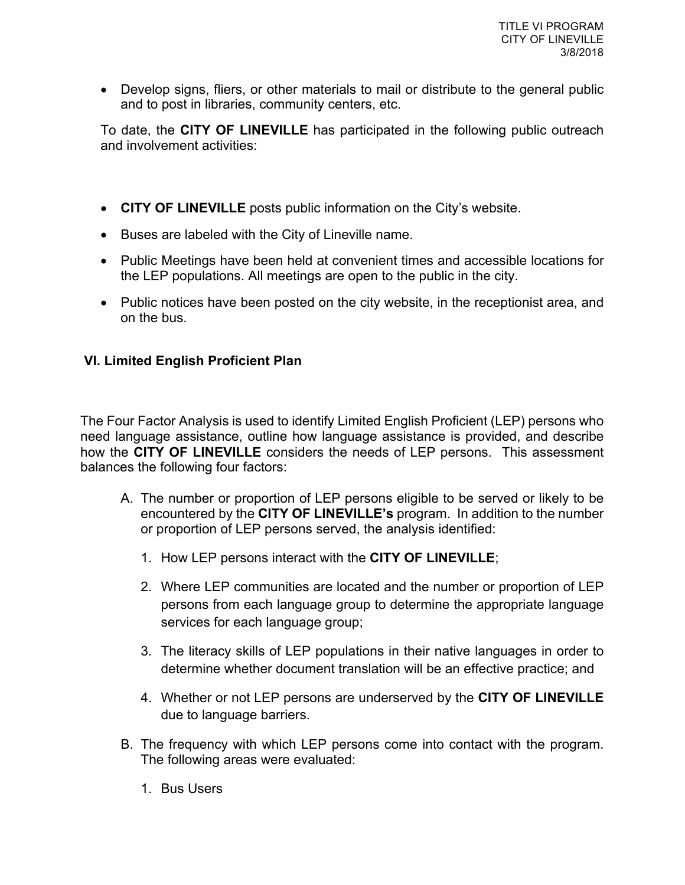- Develop signs, fliers, or other materials to mail or distribute to the general public and to post in libraries, community centers, etc.

To date, the **CITY OF LINEVILLE** has participated in the following public outreach and involvement activities:

- **CITY OF LINEVILLE** posts public information on the City's website.
- Buses are labeled with the City of Lineville name.
- Public Meetings have been held at convenient times and accessible locations for the LEP populations. All meetings are open to the public in the city.
- Public notices have been posted on the city website, in the receptionist area, and on the bus.

## VI. Limited English Proficient Plan

The Four Factor Analysis is used to identify Limited English Proficient (LEP) persons who need language assistance, outline how language assistance is provided, and describe how the **CITY OF LINEVILLE** considers the needs of LEP persons. This assessment balances the following four factors:

A. The number or proportion of LEP persons eligible to be served or likely to be encountered by the **CITY OF LINEVILLE's** program. In addition to the number or proportion of LEP persons served, the analysis identified:

   1. How LEP persons interact with the **CITY OF LINEVILLE**;
   2. Where LEP communities are located and the number or proportion of LEP persons from each language group to determine the appropriate language services for each language group;
   3. The literacy skills of LEP populations in their native languages in order to determine whether document translation will be an effective practice; and
   4. Whether or not LEP persons are underserved by the **CITY OF LINEVILLE** due to language barriers.

B. The frequency with which LEP persons come into contact with the program. The following areas were evaluated:

   1. Bus Users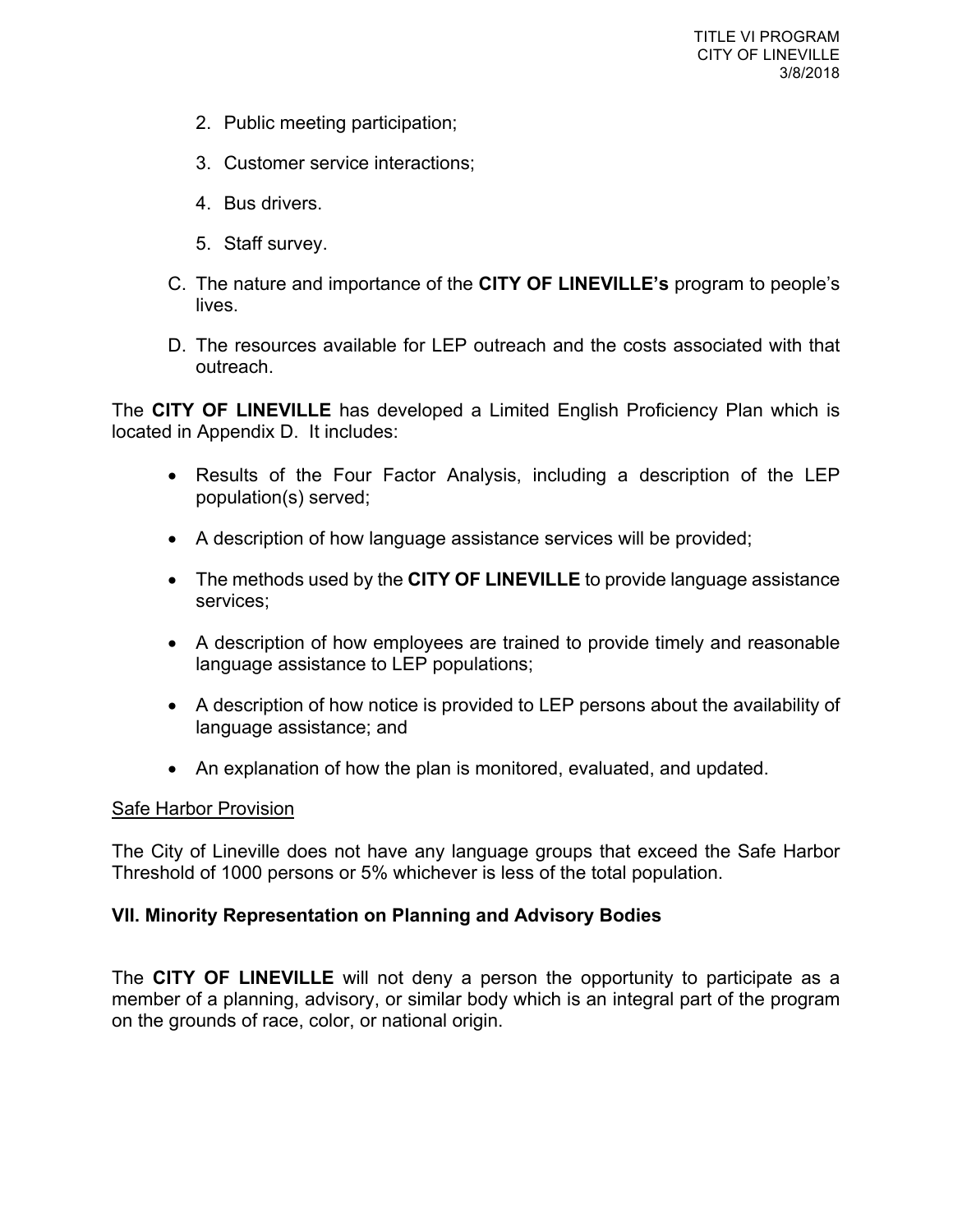2. Public meeting participation;

3. Customer service interactions;

4. Bus drivers.

5. Staff survey.

C. The nature and importance of the **CITY OF LINEVILLE's** program to people's lives.

D. The resources available for LEP outreach and the costs associated with that outreach.

The **CITY OF LINEVILLE** has developed a Limited English Proficiency Plan which is located in Appendix D. It includes:

- Results of the Four Factor Analysis, including a description of the LEP population(s) served;
- A description of how language assistance services will be provided;
- The methods used by the **CITY OF LINEVILLE** to provide language assistance services;
- A description of how employees are trained to provide timely and reasonable language assistance to LEP populations;
- A description of how notice is provided to LEP persons about the availability of language assistance; and
- An explanation of how the plan is monitored, evaluated, and updated.

<u>Safe Harbor Provision</u>

The City of Lineville does not have any language groups that exceed the Safe Harbor Threshold of 1000 persons or 5% whichever is less of the total population.

### VII. Minority Representation on Planning and Advisory Bodies

The **CITY OF LINEVILLE** will not deny a person the opportunity to participate as a member of a planning, advisory, or similar body which is an integral part of the program on the grounds of race, color, or national origin.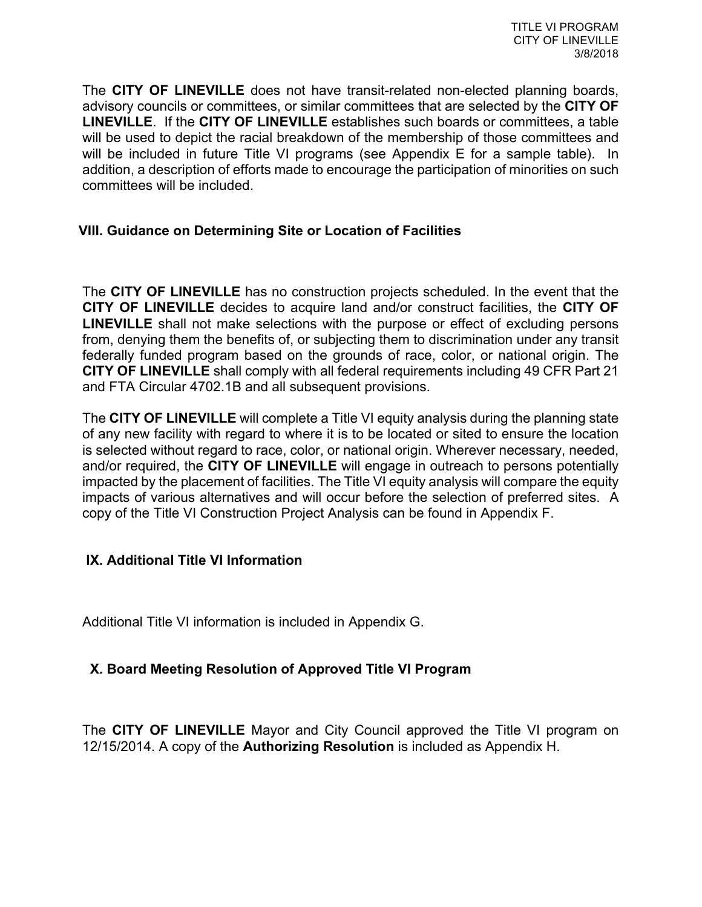The **CITY OF LINEVILLE** does not have transit-related non-elected planning boards, advisory councils or committees, or similar committees that are selected by the **CITY OF LINEVILLE**. If the **CITY OF LINEVILLE** establishes such boards or committees, a table will be used to depict the racial breakdown of the membership of those committees and will be included in future Title VI programs (see Appendix E for a sample table). In addition, a description of efforts made to encourage the participation of minorities on such committees will be included.

## VIII. Guidance on Determining Site or Location of Facilities

The **CITY OF LINEVILLE** has no construction projects scheduled. In the event that the **CITY OF LINEVILLE** decides to acquire land and/or construct facilities, the **CITY OF LINEVILLE** shall not make selections with the purpose or effect of excluding persons from, denying them the benefits of, or subjecting them to discrimination under any transit federally funded program based on the grounds of race, color, or national origin. The **CITY OF LINEVILLE** shall comply with all federal requirements including 49 CFR Part 21 and FTA Circular 4702.1B and all subsequent provisions.

The **CITY OF LINEVILLE** will complete a Title VI equity analysis during the planning state of any new facility with regard to where it is to be located or sited to ensure the location is selected without regard to race, color, or national origin. Wherever necessary, needed, and/or required, the **CITY OF LINEVILLE** will engage in outreach to persons potentially impacted by the placement of facilities. The Title VI equity analysis will compare the equity impacts of various alternatives and will occur before the selection of preferred sites. A copy of the Title VI Construction Project Analysis can be found in Appendix F.

## IX. Additional Title VI Information

Additional Title VI information is included in Appendix G.

## X. Board Meeting Resolution of Approved Title VI Program

The **CITY OF LINEVILLE** Mayor and City Council approved the Title VI program on 12/15/2014. A copy of the **Authorizing Resolution** is included as Appendix H.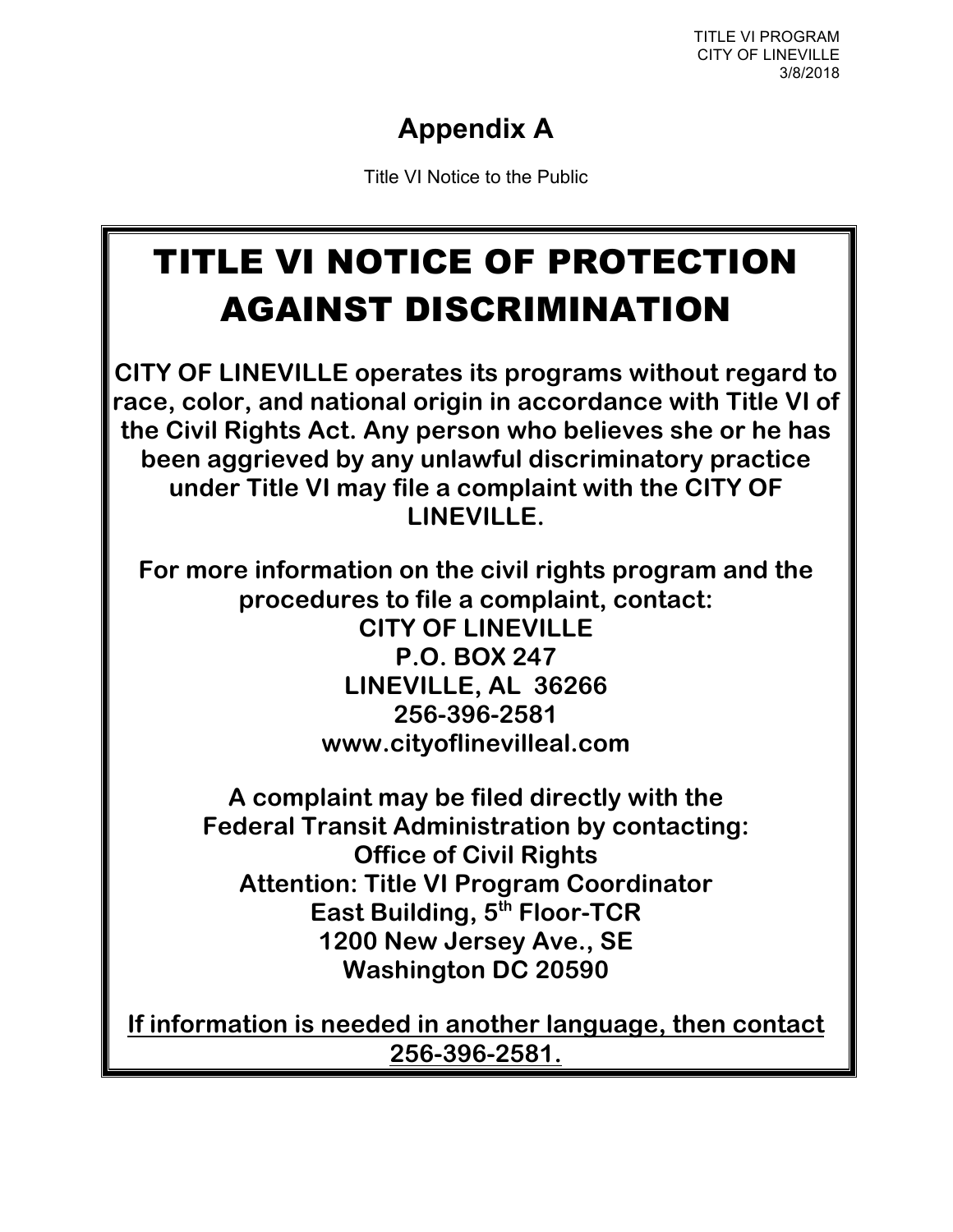# Appendix A

Title VI Notice to the Public

## TITLE VI NOTICE OF PROTECTION AGAINST DISCRIMINATION

**CITY OF LINEVILLE operates its programs without regard to race, color, and national origin in accordance with Title VI of the Civil Rights Act. Any person who believes she or he has been aggrieved by any unlawful discriminatory practice under Title VI may file a complaint with the CITY OF LINEVILLE.**

**For more information on the civil rights program and the procedures to file a complaint, contact:**
**CITY OF LINEVILLE**
**P.O. BOX 247**
**LINEVILLE, AL 36266**
**256-396-2581**
**www.cityoflinevilleal.com**

**A complaint may be filed directly with the Federal Transit Administration by contacting:**
**Office of Civil Rights**
**Attention: Title VI Program Coordinator**
**East Building, 5th Floor-TCR**
**1200 New Jersey Ave., SE**
**Washington DC 20590**

**<u>If information is needed in another language, then contact 256-396-2581.</u>**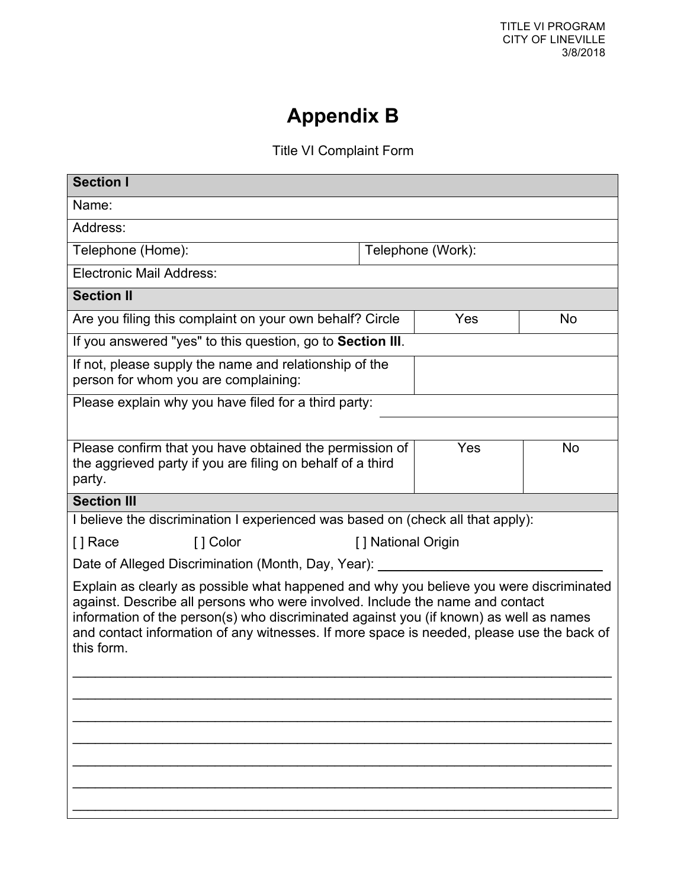TITLE VI PROGRAM
CITY OF LINEVILLE
3/8/2018

# Appendix B

Title VI Complaint Form

| **Section I** | | |
|---|---|---|
| Name: | | |
| Address: | | |
| Telephone (Home): | Telephone (Work): | |
| Electronic Mail Address: | | |
| **Section II** | | |
| Are you filing this complaint on your own behalf? Circle | Yes | No |
| If you answered "yes" to this question, go to **Section III**. | | |
| If not, please supply the name and relationship of the person for whom you are complaining: | | |
| Please explain why you have filed for a third party: | | |
| Please confirm that you have obtained the permission of the aggrieved party if you are filing on behalf of a third party. | Yes | No |
| **Section III** | | |

I believe the discrimination I experienced was based on (check all that apply):

[ ] Race [ ] Color [ ] National Origin

Date of Alleged Discrimination (Month, Day, Year): ______________________________

Explain as clearly as possible what happened and why you believe you were discriminated against. Describe all persons who were involved. Include the name and contact information of the person(s) who discriminated against you (if known) as well as names and contact information of any witnesses. If more space is needed, please use the back of this form.

_____________________________________________________________________________

_____________________________________________________________________________

_____________________________________________________________________________

_____________________________________________________________________________

_____________________________________________________________________________

_____________________________________________________________________________

_____________________________________________________________________________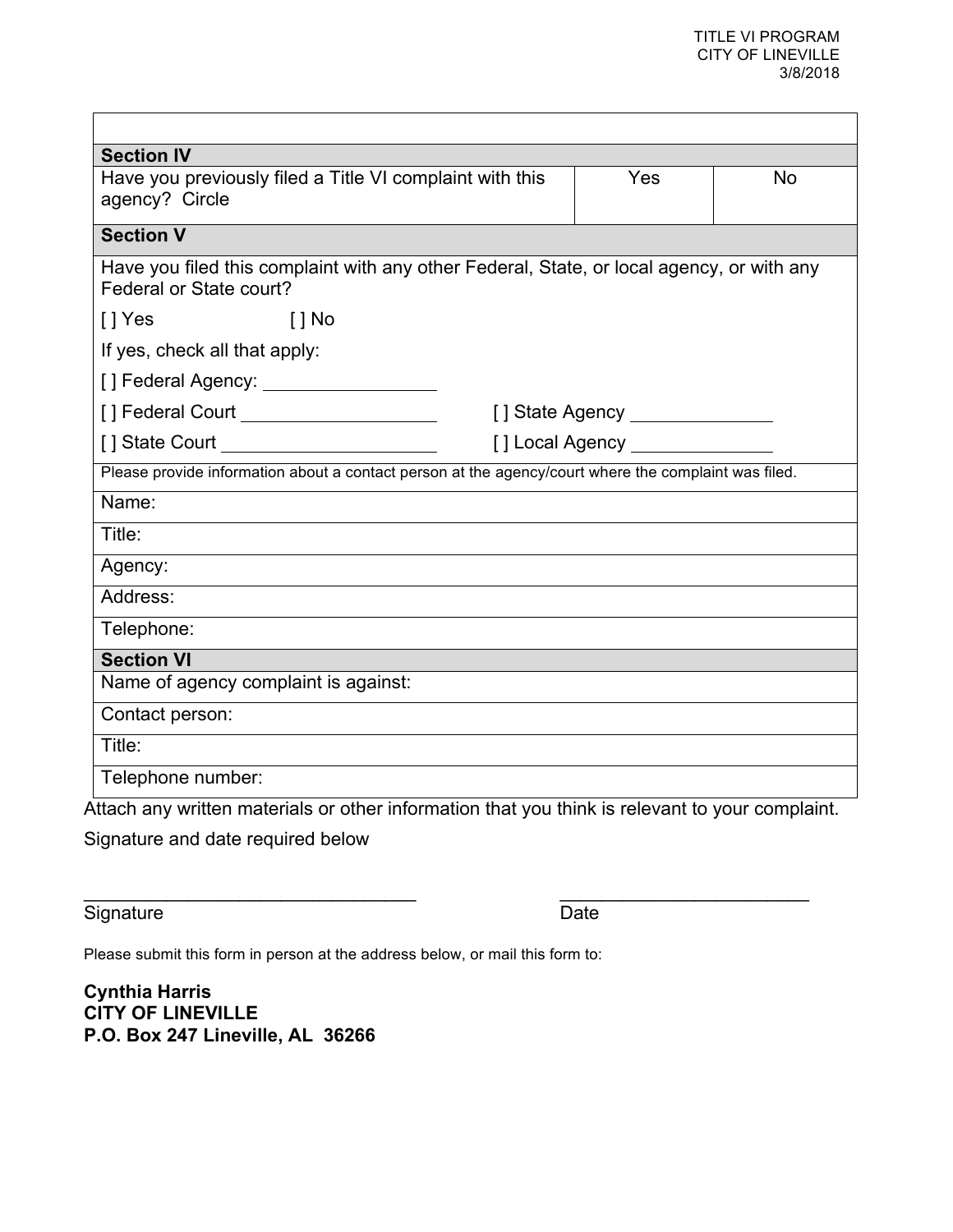| | | |
|---|---|---|
| **Section IV** | | |
| Have you previously filed a Title VI complaint with this agency? Circle | Yes | No |

| |
|---|
| **Section V** |
| Have you filed this complaint with any other Federal, State, or local agency, or with any Federal or State court?<br><br>[ ] Yes [ ] No<br><br>If yes, check all that apply:<br><br>[ ] Federal Agency: ________________<br><br>[ ] Federal Court __________________ [ ] State Agency _____________<br><br>[ ] State Court ____________________ [ ] Local Agency _____________ |
| Please provide information about a contact person at the agency/court where the complaint was filed. |
| Name: |
| Title: |
| Agency: |
| Address: |
| Telephone: |
| **Section VI** |
| Name of agency complaint is against: |
| Contact person: |
| Title: |
| Telephone number: |

Attach any written materials or other information that you think is relevant to your complaint.

Signature and date required below

________________________________ ________________________

Signature Date

Please submit this form in person at the address below, or mail this form to:

**Cynthia Harris**
**CITY OF LINEVILLE**
**P.O. Box 247 Lineville, AL 36266**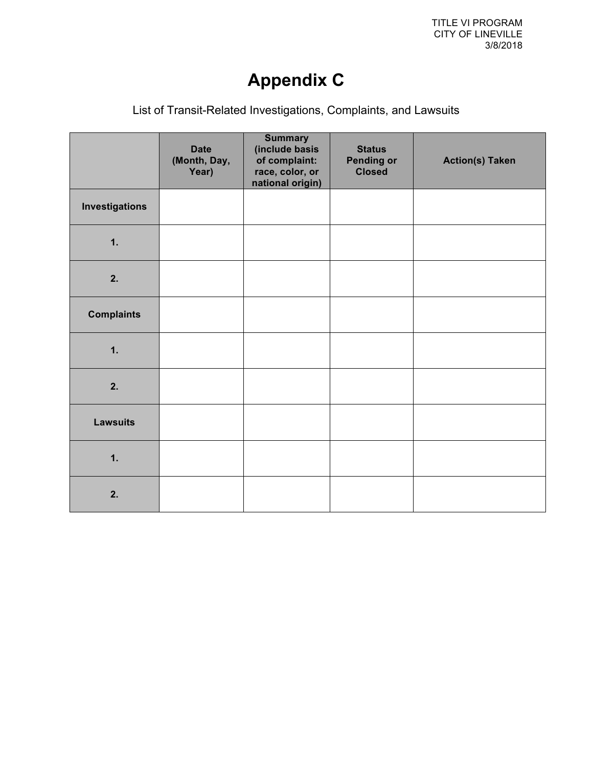# Appendix C

List of Transit-Related Investigations, Complaints, and Lawsuits

| | Date (Month, Day, Year) | Summary (include basis of complaint: race, color, or national origin) | Status Pending or Closed | Action(s) Taken |
|---|---|---|---|---|
| **Investigations** | | | | |
| **1.** | | | | |
| **2.** | | | | |
| **Complaints** | | | | |
| **1.** | | | | |
| **2.** | | | | |
| **Lawsuits** | | | | |
| **1.** | | | | |
| **2.** | | | | |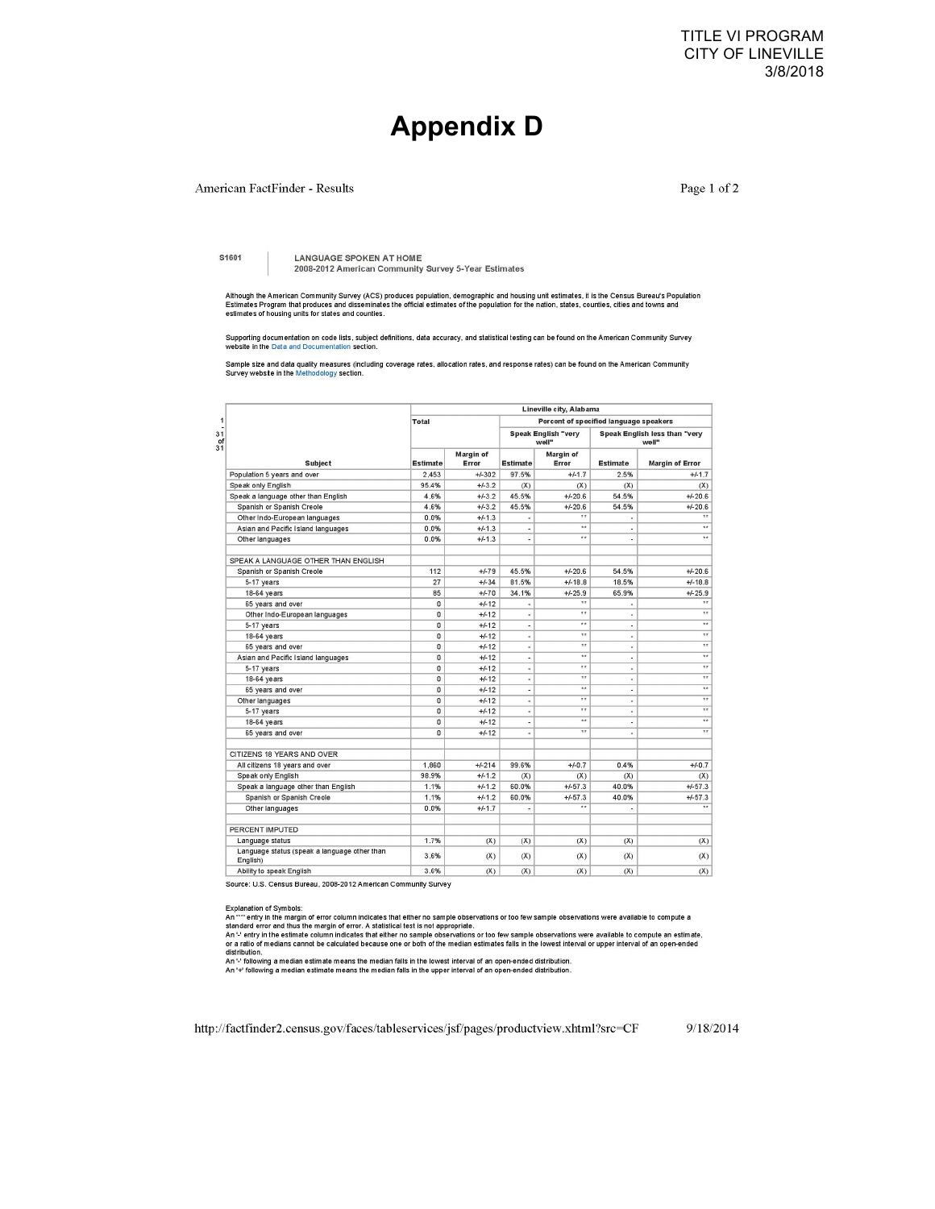# Appendix D

American FactFinder - Results

S1601 LANGUAGE SPOKEN AT HOME
2008-2012 American Community Survey 5-Year Estimates

Although the American Community Survey (ACS) produces population, demographic and housing unit estimates, it is the Census Bureau's Population Estimates Program that produces and disseminates the official estimates of the population for the nation, states, counties, cities and towns and estimates of housing units for states and counties.

Supporting documentation on code lists, subject definitions, data accuracy, and statistical testing can be found on the American Community Survey website in the Data and Documentation section.

Sample size and data quality measures (including coverage rates, allocation rates, and response rates) can be found on the American Community Survey website in the Methodology section.

| | Lineville city, Alabama | | | | | |
|---|---|---|---|---|---|---|
| | Total | | Percent of specified language speakers | | | |
| | | | Speak English "very well" | | Speak English less than "very well" | |
| Subject | Estimate | Margin of Error | Estimate | Margin of Error | Estimate | Margin of Error |
| Population 5 years and over | 2,453 | +/-302 | 97.5% | +/-1.7 | 2.5% | +/-1.7 |
| Speak only English | 95.4% | +/-3.2 | (X) | (X) | (X) | (X) |
| Speak a language other than English | 4.6% | +/-3.2 | 45.5% | +/-20.6 | 54.5% | +/-20.6 |
| Spanish or Spanish Creole | 4.6% | +/-3.2 | 45.5% | +/-20.6 | 54.5% | +/-20.6 |
| Other Indo-European languages | 0.0% | +/-1.3 | - | ** | - | ** |
| Asian and Pacific Island languages | 0.0% | +/-1.3 | - | ** | - | ** |
| Other languages | 0.0% | +/-1.3 | - | ** | - | ** |
| | | | | | | |
| SPEAK A LANGUAGE OTHER THAN ENGLISH | | | | | | |
| Spanish or Spanish Creole | 112 | +/-79 | 45.5% | +/-20.6 | 54.5% | +/-20.6 |
| 5-17 years | 27 | +/-34 | 81.5% | +/-18.8 | 18.5% | +/-18.8 |
| 18-64 years | 85 | +/-70 | 34.1% | +/-25.9 | 65.9% | +/-25.9 |
| 65 years and over | 0 | +/-12 | - | ** | - | ** |
| Other Indo-European languages | 0 | +/-12 | - | ** | - | ** |
| 5-17 years | 0 | +/-12 | - | ** | - | ** |
| 18-64 years | 0 | +/-12 | - | ** | - | ** |
| 65 years and over | 0 | +/-12 | - | ** | - | ** |
| Asian and Pacific Island languages | 0 | +/-12 | - | ** | - | ** |
| 5-17 years | 0 | +/-12 | - | ** | - | ** |
| 18-64 years | 0 | +/-12 | - | ** | - | ** |
| 65 years and over | 0 | +/-12 | - | ** | - | ** |
| Other languages | 0 | +/-12 | - | ** | - | ** |
| 5-17 years | 0 | +/-12 | - | ** | - | ** |
| 18-64 years | 0 | +/-12 | - | ** | - | ** |
| 65 years and over | 0 | +/-12 | - | ** | - | ** |
| | | | | | | |
| CITIZENS 18 YEARS AND OVER | | | | | | |
| All citizens 18 years and over | 1,860 | +/-214 | 99.6% | +/-0.7 | 0.4% | +/-0.7 |
| Speak only English | 98.9% | +/-1.2 | (X) | (X) | (X) | (X) |
| Speak a language other than English | 1.1% | +/-1.2 | 60.0% | +/-57.3 | 40.0% | +/-57.3 |
| Spanish or Spanish Creole | 1.1% | +/-1.2 | 60.0% | +/-57.3 | 40.0% | +/-57.3 |
| Other languages | 0.0% | +/-1.7 | - | ** | - | ** |
| | | | | | | |
| PERCENT IMPUTED | | | | | | |
| Language status | 1.7% | (X) | (X) | (X) | (X) | (X) |
| Language status (speak a language other than English) | 3.6% | (X) | (X) | (X) | (X) | (X) |
| Ability to speak English | 3.6% | (X) | (X) | (X) | (X) | (X) |

Source: U.S. Census Bureau, 2008-2012 American Community Survey

Explanation of Symbols:
An '**' entry in the margin of error column indicates that either no sample observations or too few sample observations were available to compute a standard error and thus the margin of error. A statistical test is not appropriate.
An '-' entry in the estimate column indicates that either no sample observations or too few sample observations were available to compute an estimate, or a ratio of medians cannot be calculated because one or both of the median estimates falls in the lowest interval or upper interval of an open-ended distribution.
An '-' following a median estimate means the median falls in the lowest interval of an open-ended distribution.
An '+' following a median estimate means the median falls in the upper interval of an open-ended distribution.

http://factfinder2.census.gov/faces/tableservices/jsf/pages/productview.xhtml?src=CF 9/18/2014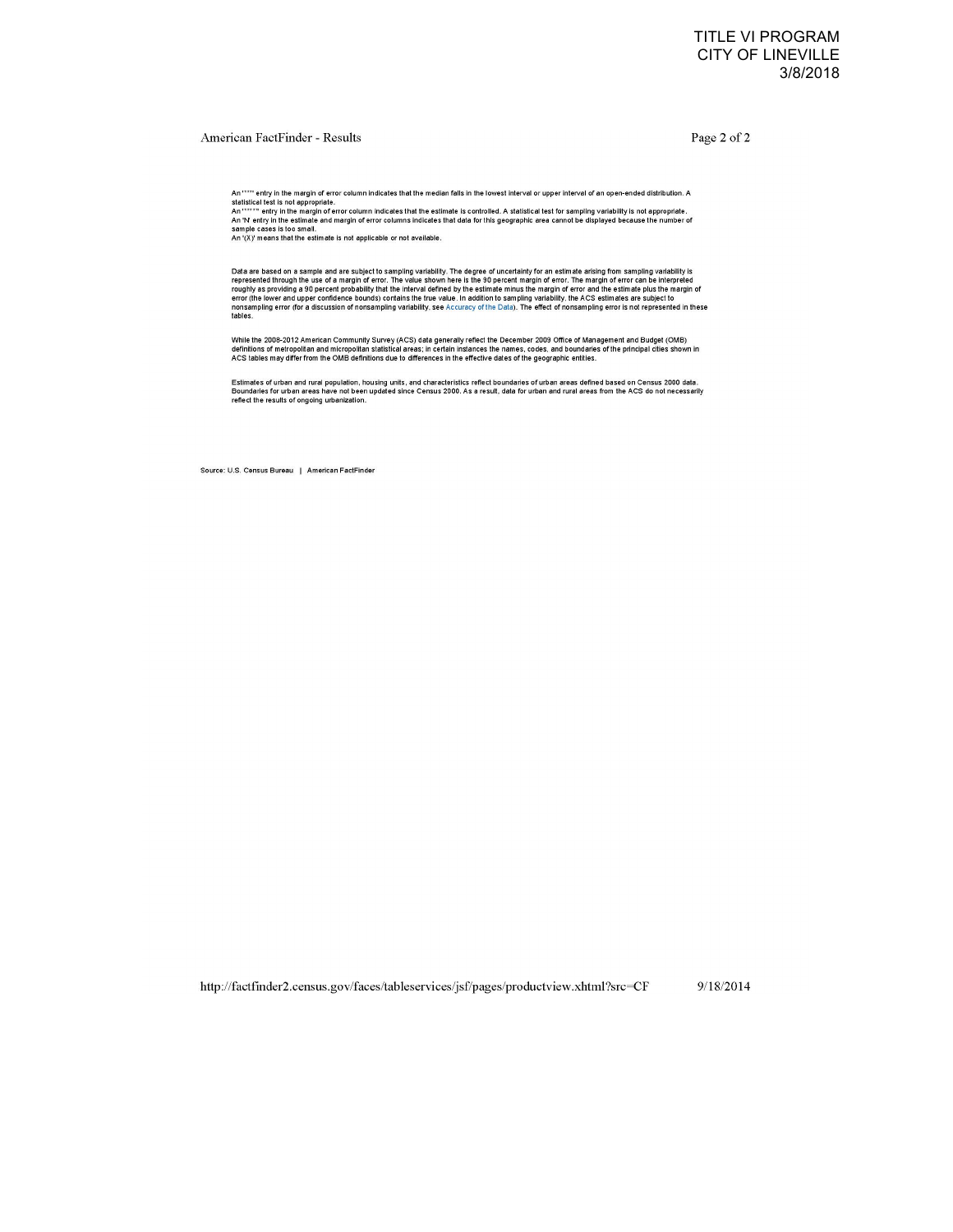An '\*\*' entry in the margin of error column indicates that the median falls in the lowest interval or upper interval of an open-ended distribution. A statistical test is not appropriate.
An '\*\*\*\*\*' entry in the margin of error column indicates that the estimate is controlled. A statistical test for sampling variability is not appropriate.
An 'N' entry in the estimate and margin of error columns indicates that data for this geographic area cannot be displayed because the number of sample cases is too small.
An '(X)' means that the estimate is not applicable or not available.

Data are based on a sample and are subject to sampling variability. The degree of uncertainty for an estimate arising from sampling variability is represented through the use of a margin of error. The value shown here is the 90 percent margin of error. The margin of error can be interpreted roughly as providing a 90 percent probability that the interval defined by the estimate minus the margin of error and the estimate plus the margin of error (the lower and upper confidence bounds) contains the true value. In addition to sampling variability, the ACS estimates are subject to nonsampling error (for a discussion of nonsampling variability, see Accuracy of the Data). The effect of nonsampling error is not represented in these tables.

While the 2008-2012 American Community Survey (ACS) data generally reflect the December 2009 Office of Management and Budget (OMB) definitions of metropolitan and micropolitan statistical areas; in certain instances the names, codes, and boundaries of the principal cities shown in ACS tables may differ from the OMB definitions due to differences in the effective dates of the geographic entities.

Estimates of urban and rural population, housing units, and characteristics reflect boundaries of urban areas defined based on Census 2000 data. Boundaries for urban areas have not been updated since Census 2000. As a result, data for urban and rural areas from the ACS do not necessarily reflect the results of ongoing urbanization.

Source: U.S. Census Bureau | American FactFinder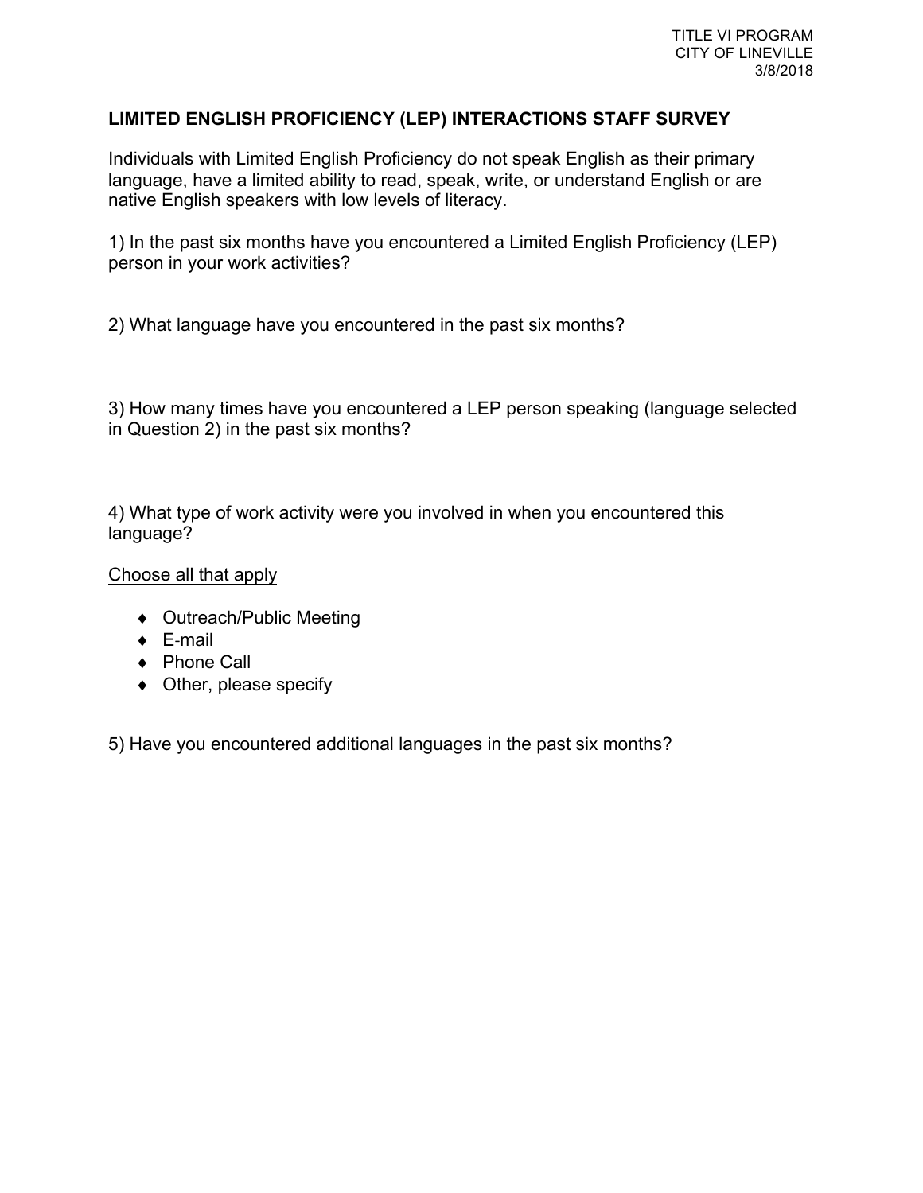## LIMITED ENGLISH PROFICIENCY (LEP) INTERACTIONS STAFF SURVEY

Individuals with Limited English Proficiency do not speak English as their primary language, have a limited ability to read, speak, write, or understand English or are native English speakers with low levels of literacy.

1) In the past six months have you encountered a Limited English Proficiency (LEP) person in your work activities?

2) What language have you encountered in the past six months?

3) How many times have you encountered a LEP person speaking (language selected in Question 2) in the past six months?

4) What type of work activity were you involved in when you encountered this language?

<u>Choose all that apply</u>

- Outreach/Public Meeting
- E-mail
- Phone Call
- Other, please specify

5) Have you encountered additional languages in the past six months?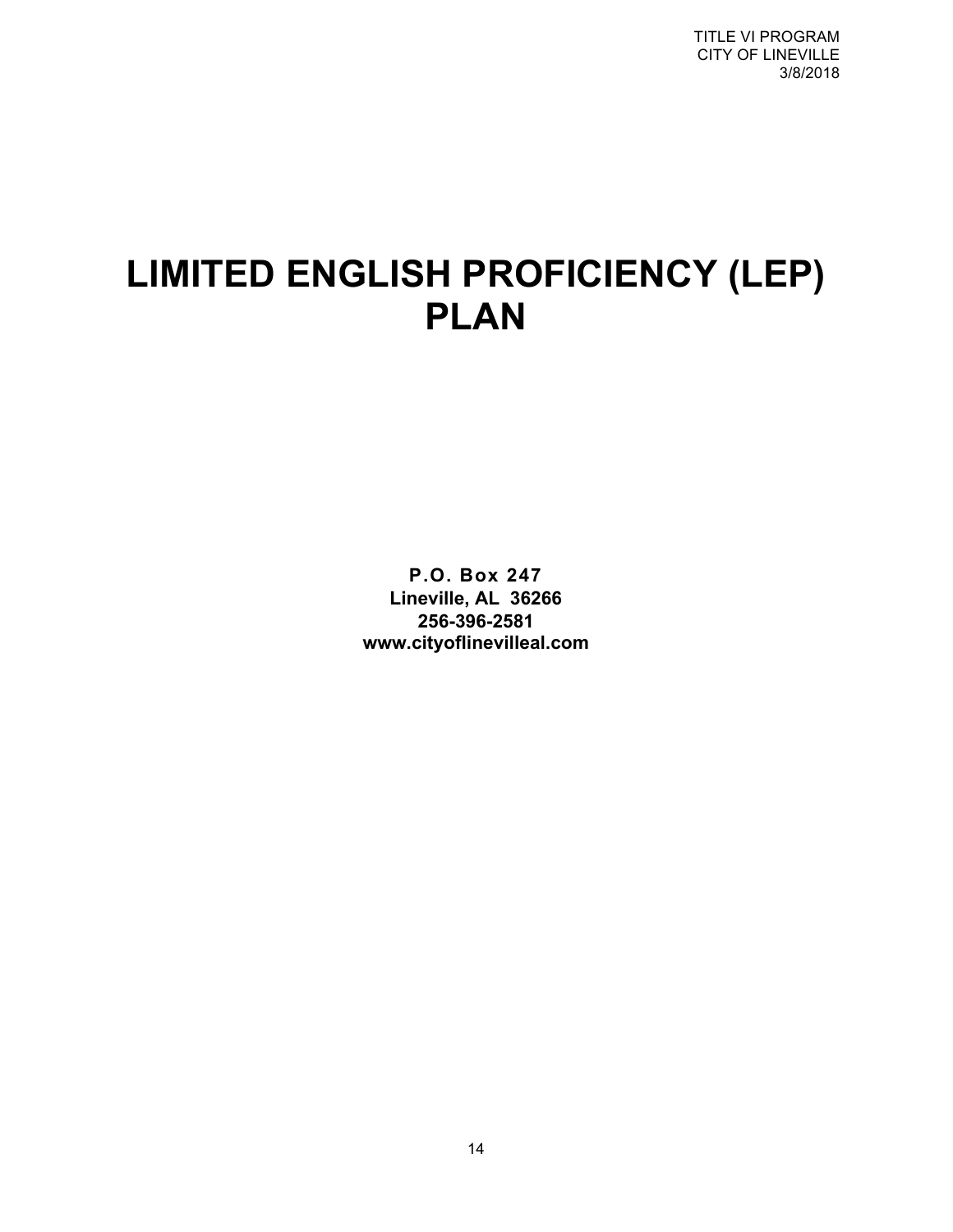# LIMITED ENGLISH PROFICIENCY (LEP) PLAN

**P.O. Box 247**
**Lineville, AL 36266**
**256-396-2581**
**www.cityoflinevilleal.com**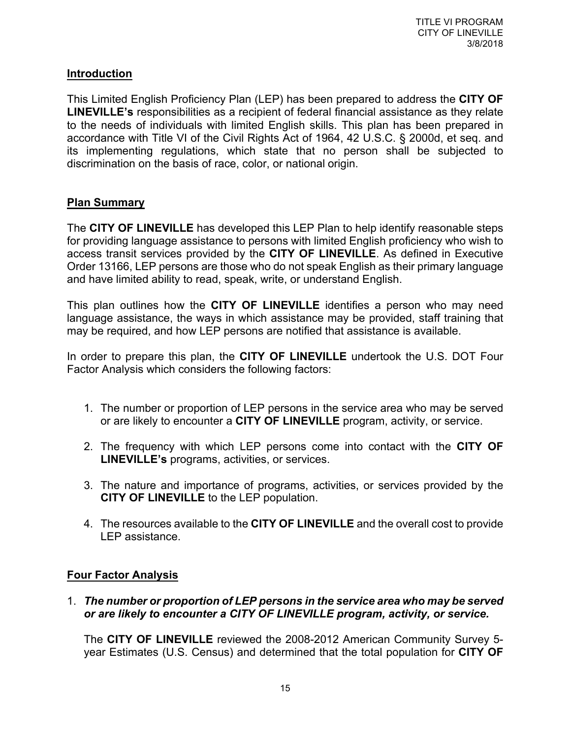## Introduction

This Limited English Proficiency Plan (LEP) has been prepared to address the **CITY OF LINEVILLE's** responsibilities as a recipient of federal financial assistance as they relate to the needs of individuals with limited English skills. This plan has been prepared in accordance with Title VI of the Civil Rights Act of 1964, 42 U.S.C. § 2000d, et seq. and its implementing regulations, which state that no person shall be subjected to discrimination on the basis of race, color, or national origin.

## Plan Summary

The **CITY OF LINEVILLE** has developed this LEP Plan to help identify reasonable steps for providing language assistance to persons with limited English proficiency who wish to access transit services provided by the **CITY OF LINEVILLE**. As defined in Executive Order 13166, LEP persons are those who do not speak English as their primary language and have limited ability to read, speak, write, or understand English.

This plan outlines how the **CITY OF LINEVILLE** identifies a person who may need language assistance, the ways in which assistance may be provided, staff training that may be required, and how LEP persons are notified that assistance is available.

In order to prepare this plan, the **CITY OF LINEVILLE** undertook the U.S. DOT Four Factor Analysis which considers the following factors:

1. The number or proportion of LEP persons in the service area who may be served or are likely to encounter a **CITY OF LINEVILLE** program, activity, or service.

2. The frequency with which LEP persons come into contact with the **CITY OF LINEVILLE's** programs, activities, or services.

3. The nature and importance of programs, activities, or services provided by the **CITY OF LINEVILLE** to the LEP population.

4. The resources available to the **CITY OF LINEVILLE** and the overall cost to provide LEP assistance.

## Four Factor Analysis

1. ***The number or proportion of LEP persons in the service area who may be served or are likely to encounter a CITY OF LINEVILLE program, activity, or service.***

   The **CITY OF LINEVILLE** reviewed the 2008-2012 American Community Survey 5-year Estimates (U.S. Census) and determined that the total population for **CITY OF**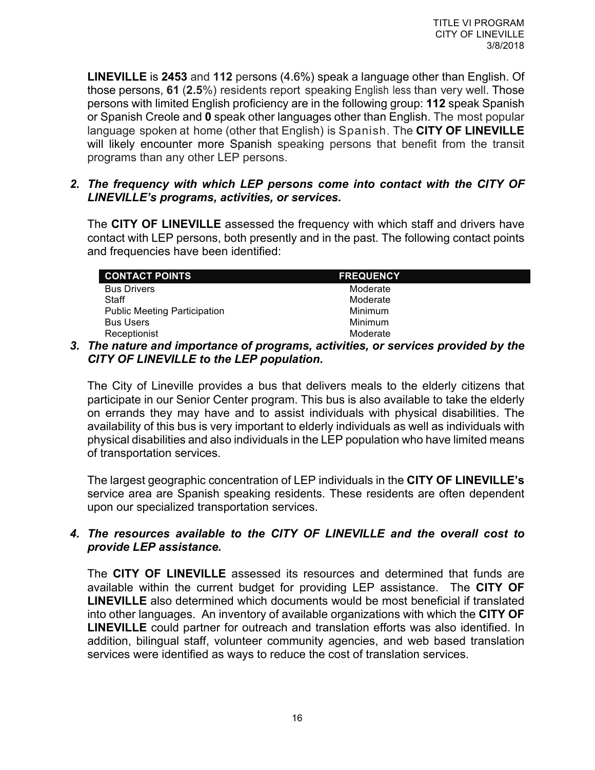**LINEVILLE** is **2453** and **112** persons (4.6%) speak a language other than English. Of those persons, **61** (**2.5**%) residents report speaking English less than very well. Those persons with limited English proficiency are in the following group: **112** speak Spanish or Spanish Creole and **0** speak other languages other than English. The most popular language spoken at home (other that English) is Spanish. The **CITY OF LINEVILLE** will likely encounter more Spanish speaking persons that benefit from the transit programs than any other LEP persons.

***2. The frequency with which LEP persons come into contact with the CITY OF LINEVILLE's programs, activities, or services.***

The **CITY OF LINEVILLE** assessed the frequency with which staff and drivers have contact with LEP persons, both presently and in the past. The following contact points and frequencies have been identified:

| CONTACT POINTS | FREQUENCY |
|---|---|
| Bus Drivers | Moderate |
| Staff | Moderate |
| Public Meeting Participation | Minimum |
| Bus Users | Minimum |
| Receptionist | Moderate |

***3. The nature and importance of programs, activities, or services provided by the CITY OF LINEVILLE to the LEP population.***

The City of Lineville provides a bus that delivers meals to the elderly citizens that participate in our Senior Center program. This bus is also available to take the elderly on errands they may have and to assist individuals with physical disabilities. The availability of this bus is very important to elderly individuals as well as individuals with physical disabilities and also individuals in the LEP population who have limited means of transportation services.

The largest geographic concentration of LEP individuals in the **CITY OF LINEVILLE's** service area are Spanish speaking residents. These residents are often dependent upon our specialized transportation services.

***4. The resources available to the CITY OF LINEVILLE and the overall cost to provide LEP assistance.***

The **CITY OF LINEVILLE** assessed its resources and determined that funds are available within the current budget for providing LEP assistance. The **CITY OF LINEVILLE** also determined which documents would be most beneficial if translated into other languages. An inventory of available organizations with which the **CITY OF LINEVILLE** could partner for outreach and translation efforts was also identified. In addition, bilingual staff, volunteer community agencies, and web based translation services were identified as ways to reduce the cost of translation services.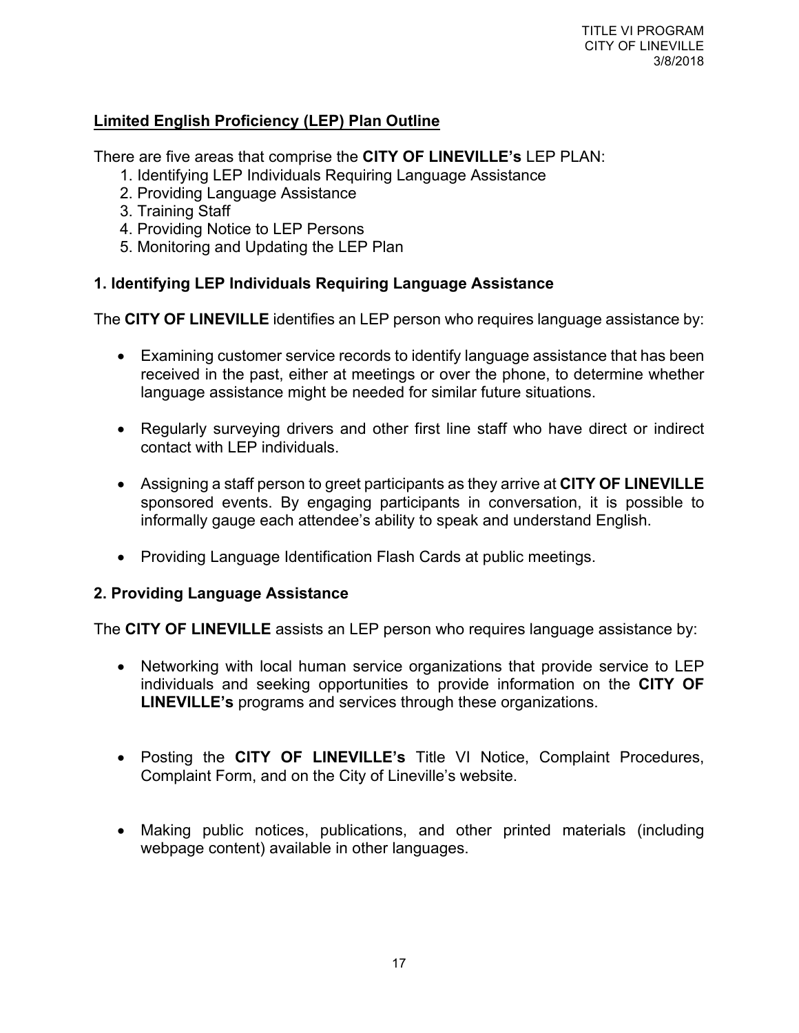## Limited English Proficiency (LEP) Plan Outline

There are five areas that comprise the **CITY OF LINEVILLE's** LEP PLAN:

1. Identifying LEP Individuals Requiring Language Assistance
2. Providing Language Assistance
3. Training Staff
4. Providing Notice to LEP Persons
5. Monitoring and Updating the LEP Plan

### 1. Identifying LEP Individuals Requiring Language Assistance

The **CITY OF LINEVILLE** identifies an LEP person who requires language assistance by:

- Examining customer service records to identify language assistance that has been received in the past, either at meetings or over the phone, to determine whether language assistance might be needed for similar future situations.
- Regularly surveying drivers and other first line staff who have direct or indirect contact with LEP individuals.
- Assigning a staff person to greet participants as they arrive at **CITY OF LINEVILLE** sponsored events. By engaging participants in conversation, it is possible to informally gauge each attendee's ability to speak and understand English.
- Providing Language Identification Flash Cards at public meetings.

### 2. Providing Language Assistance

The **CITY OF LINEVILLE** assists an LEP person who requires language assistance by:

- Networking with local human service organizations that provide service to LEP individuals and seeking opportunities to provide information on the **CITY OF LINEVILLE's** programs and services through these organizations.
- Posting the **CITY OF LINEVILLE's** Title VI Notice, Complaint Procedures, Complaint Form, and on the City of Lineville's website.
- Making public notices, publications, and other printed materials (including webpage content) available in other languages.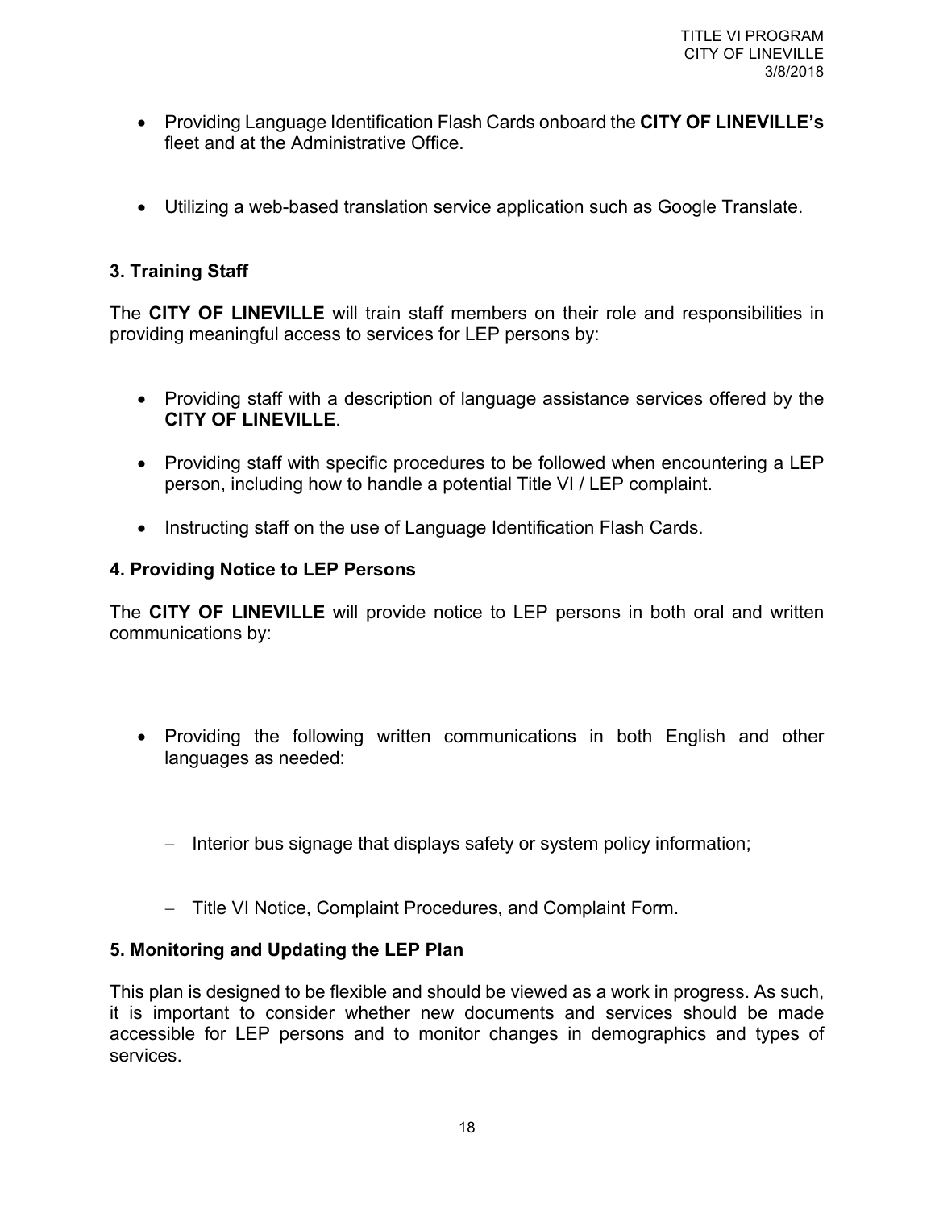- Providing Language Identification Flash Cards onboard the **CITY OF LINEVILLE's** fleet and at the Administrative Office.

- Utilizing a web-based translation service application such as Google Translate.

### 3. Training Staff

The **CITY OF LINEVILLE** will train staff members on their role and responsibilities in providing meaningful access to services for LEP persons by:

- Providing staff with a description of language assistance services offered by the **CITY OF LINEVILLE**.

- Providing staff with specific procedures to be followed when encountering a LEP person, including how to handle a potential Title VI / LEP complaint.

- Instructing staff on the use of Language Identification Flash Cards.

### 4. Providing Notice to LEP Persons

The **CITY OF LINEVILLE** will provide notice to LEP persons in both oral and written communications by:

- Providing the following written communications in both English and other languages as needed:

  - Interior bus signage that displays safety or system policy information;

  - Title VI Notice, Complaint Procedures, and Complaint Form.

### 5. Monitoring and Updating the LEP Plan

This plan is designed to be flexible and should be viewed as a work in progress. As such, it is important to consider whether new documents and services should be made accessible for LEP persons and to monitor changes in demographics and types of services.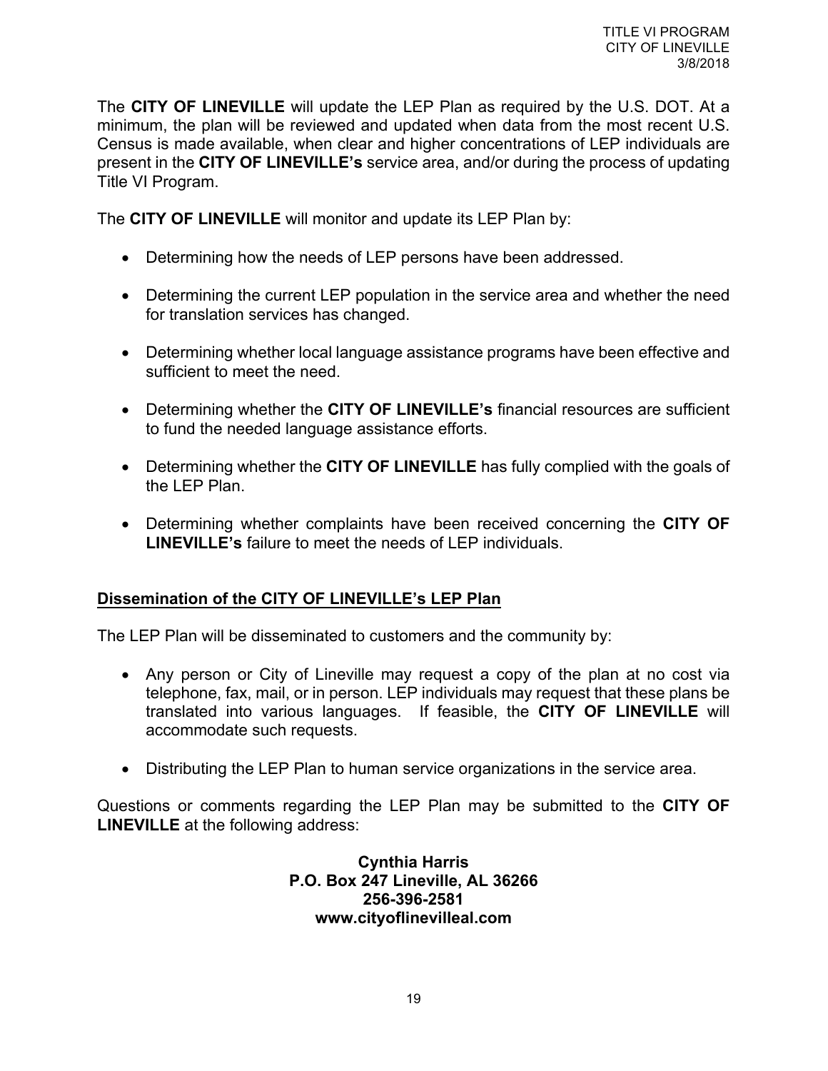The **CITY OF LINEVILLE** will update the LEP Plan as required by the U.S. DOT. At a minimum, the plan will be reviewed and updated when data from the most recent U.S. Census is made available, when clear and higher concentrations of LEP individuals are present in the **CITY OF LINEVILLE's** service area, and/or during the process of updating Title VI Program.

The **CITY OF LINEVILLE** will monitor and update its LEP Plan by:

- Determining how the needs of LEP persons have been addressed.
- Determining the current LEP population in the service area and whether the need for translation services has changed.
- Determining whether local language assistance programs have been effective and sufficient to meet the need.
- Determining whether the **CITY OF LINEVILLE's** financial resources are sufficient to fund the needed language assistance efforts.
- Determining whether the **CITY OF LINEVILLE** has fully complied with the goals of the LEP Plan.
- Determining whether complaints have been received concerning the **CITY OF LINEVILLE's** failure to meet the needs of LEP individuals.

## Dissemination of the CITY OF LINEVILLE's LEP Plan

The LEP Plan will be disseminated to customers and the community by:

- Any person or City of Lineville may request a copy of the plan at no cost via telephone, fax, mail, or in person. LEP individuals may request that these plans be translated into various languages. If feasible, the **CITY OF LINEVILLE** will accommodate such requests.
- Distributing the LEP Plan to human service organizations in the service area.

Questions or comments regarding the LEP Plan may be submitted to the **CITY OF LINEVILLE** at the following address:

**Cynthia Harris**
**P.O. Box 247 Lineville, AL 36266**
**256-396-2581**
**www.cityoflinevilleal.com**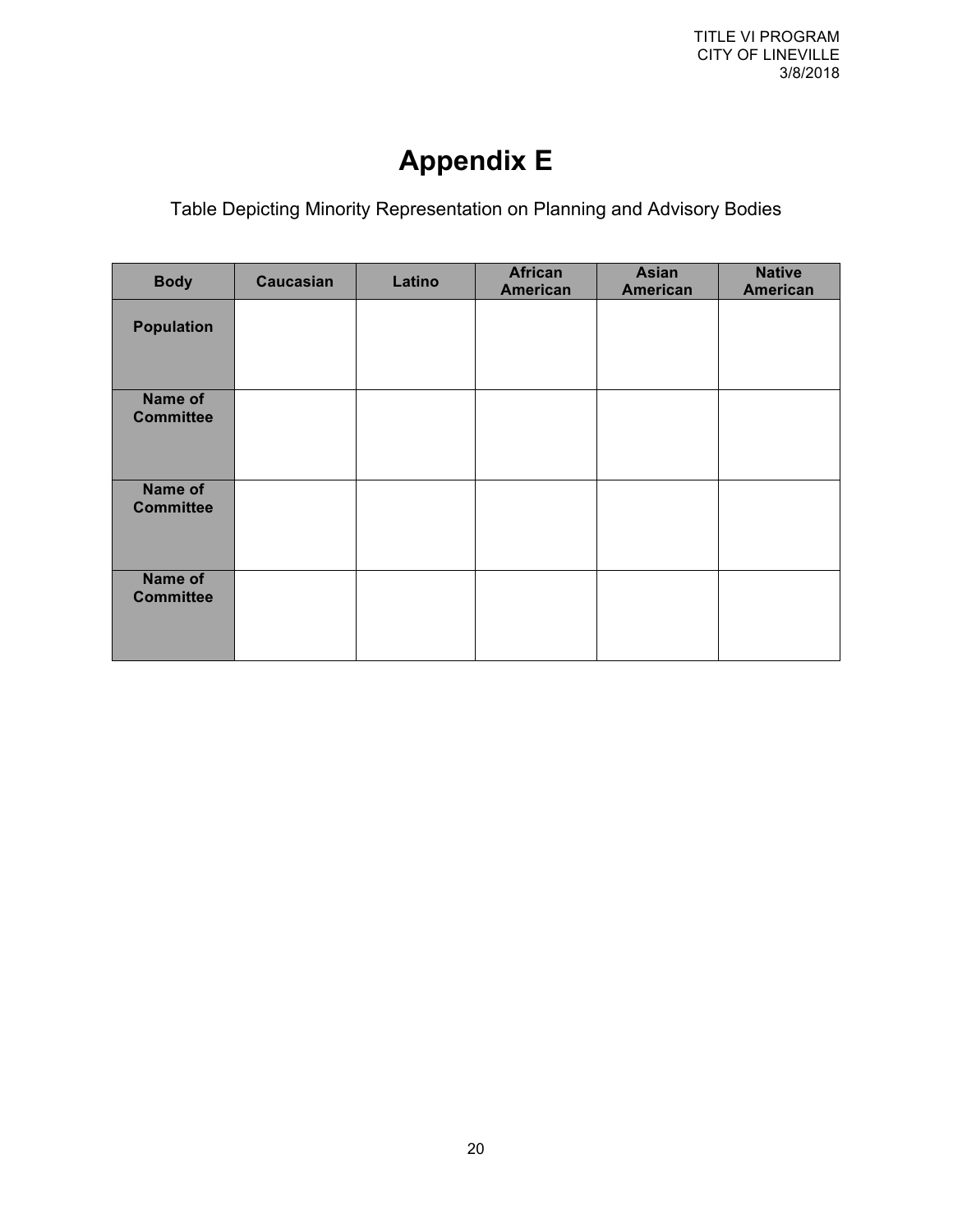# Appendix E

Table Depicting Minority Representation on Planning and Advisory Bodies

| Body | Caucasian | Latino | African American | Asian American | Native American |
|---|---|---|---|---|---|
| **Population** | | | | | |
| **Name of Committee** | | | | | |
| **Name of Committee** | | | | | |
| **Name of Committee** | | | | | |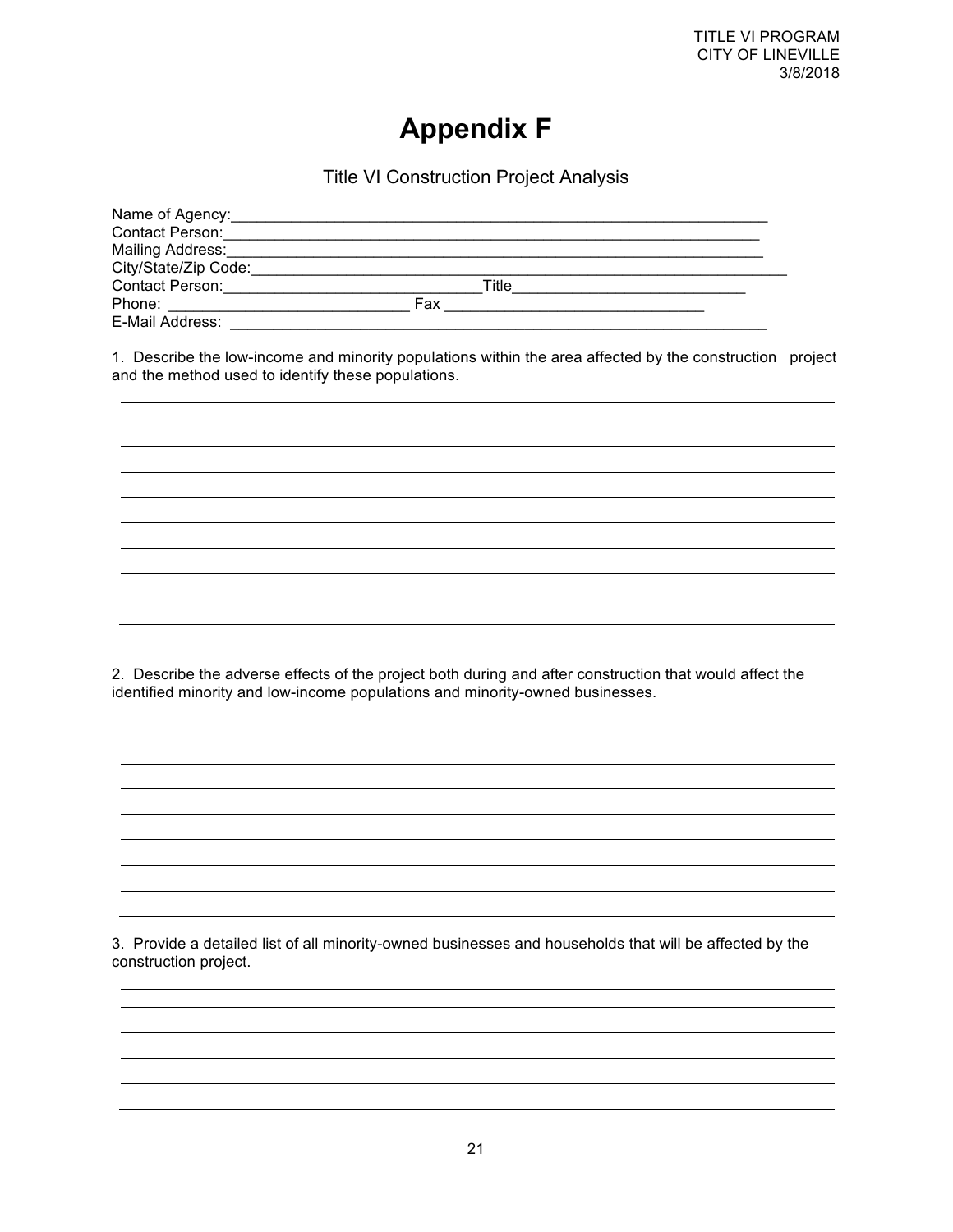# Appendix F

Title VI Construction Project Analysis

Name of Agency:_______________________________________________________________

Contact Person:_______________________________________________________________

Mailing Address:______________________________________________________________

City/State/Zip Code:___________________________________________________________

Contact Person:___________________________Title__________________________

Phone: __________________________ Fax _____________________________

E-Mail Address: _______________________________________________________________

1. Describe the low-income and minority populations within the area affected by the construction project and the method used to identify these populations.

________________________________________________________________________________

________________________________________________________________________________

________________________________________________________________________________

________________________________________________________________________________

________________________________________________________________________________

________________________________________________________________________________

________________________________________________________________________________

________________________________________________________________________________

________________________________________________________________________________

2. Describe the adverse effects of the project both during and after construction that would affect the identified minority and low-income populations and minority-owned businesses.

________________________________________________________________________________

________________________________________________________________________________

________________________________________________________________________________

________________________________________________________________________________

________________________________________________________________________________

________________________________________________________________________________

________________________________________________________________________________

________________________________________________________________________________

3. Provide a detailed list of all minority-owned businesses and households that will be affected by the construction project.

________________________________________________________________________________

________________________________________________________________________________

________________________________________________________________________________

________________________________________________________________________________

________________________________________________________________________________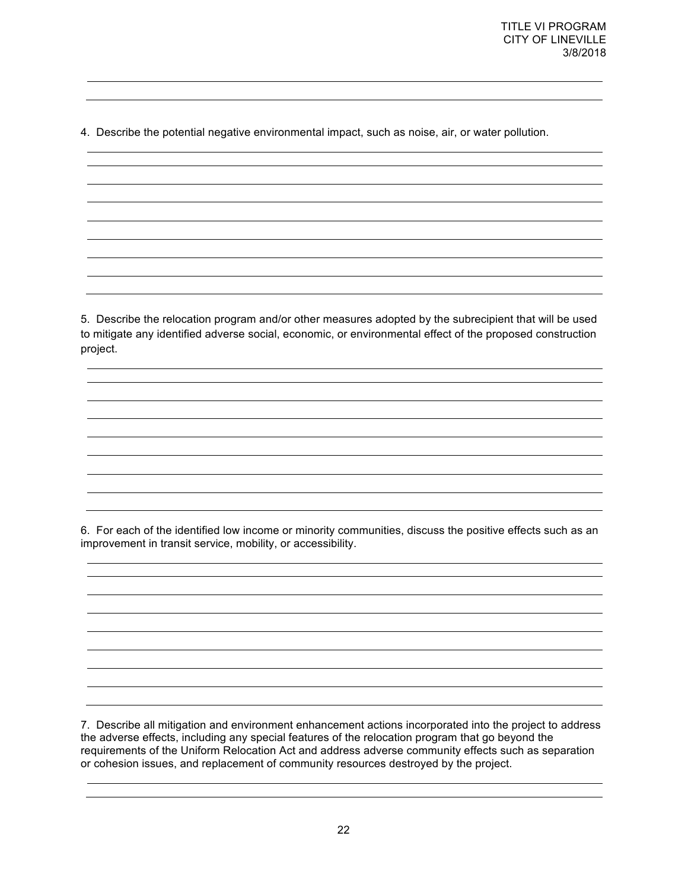4. Describe the potential negative environmental impact, such as noise, air, or water pollution.

5. Describe the relocation program and/or other measures adopted by the subrecipient that will be used to mitigate any identified adverse social, economic, or environmental effect of the proposed construction project.

6. For each of the identified low income or minority communities, discuss the positive effects such as an improvement in transit service, mobility, or accessibility.

7. Describe all mitigation and environment enhancement actions incorporated into the project to address the adverse effects, including any special features of the relocation program that go beyond the requirements of the Uniform Relocation Act and address adverse community effects such as separation or cohesion issues, and replacement of community resources destroyed by the project.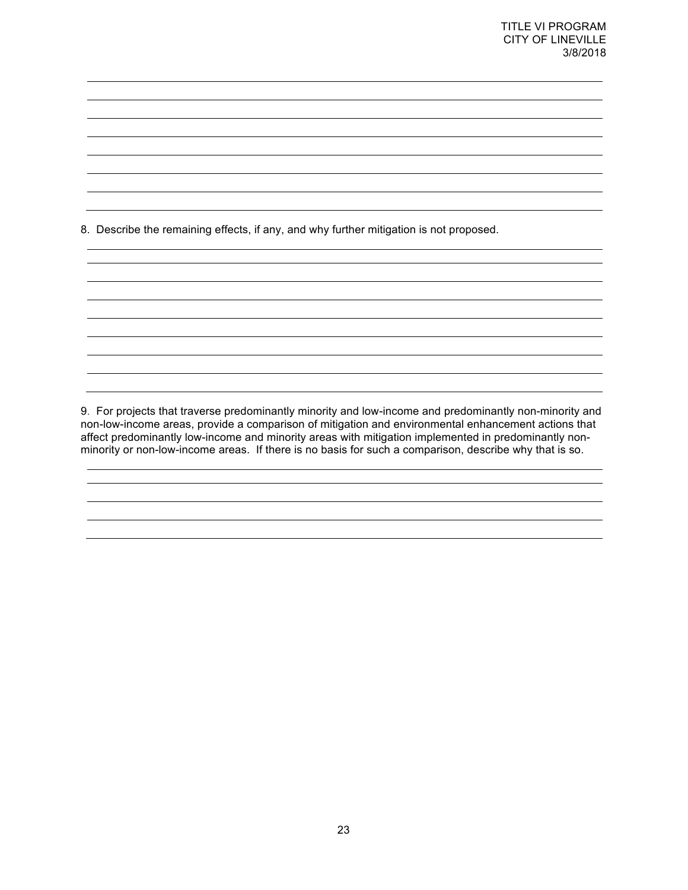8. Describe the remaining effects, if any, and why further mitigation is not proposed.

9. For projects that traverse predominantly minority and low-income and predominantly non-minority and non-low-income areas, provide a comparison of mitigation and environmental enhancement actions that affect predominantly low-income and minority areas with mitigation implemented in predominantly non-minority or non-low-income areas. If there is no basis for such a comparison, describe why that is so.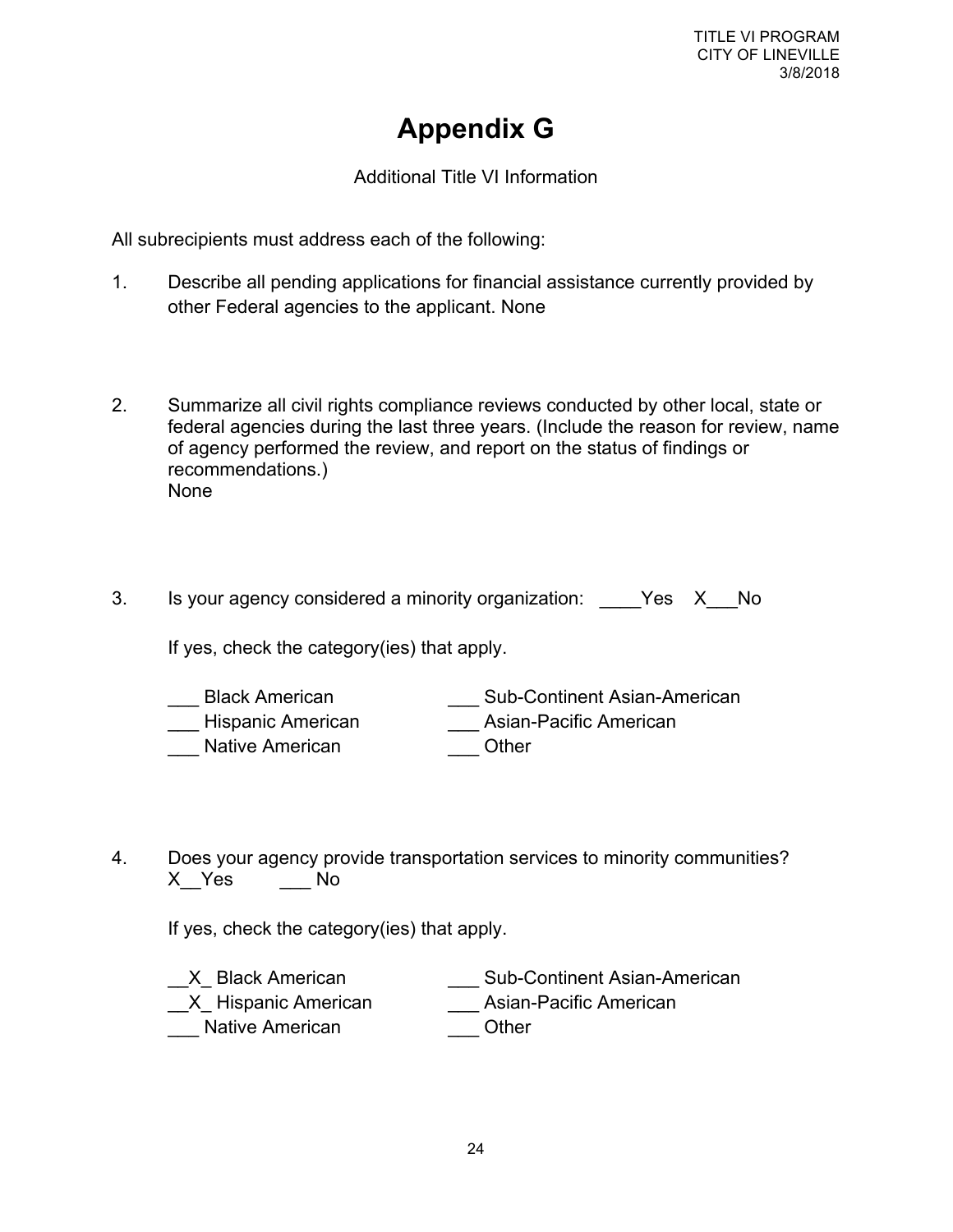# Appendix G

Additional Title VI Information

All subrecipients must address each of the following:

1. Describe all pending applications for financial assistance currently provided by other Federal agencies to the applicant. None

2. Summarize all civil rights compliance reviews conducted by other local, state or federal agencies during the last three years. (Include the reason for review, name of agency performed the review, and report on the status of findings or recommendations.)
   None

3. Is your agency considered a minority organization: ____Yes X___No

   If yes, check the category(ies) that apply.

   ___ Black American ___ Sub-Continent Asian-American
   ___ Hispanic American ___ Asian-Pacific American
   ___ Native American ___ Other

4. Does your agency provide transportation services to minority communities?
   X__Yes ___ No

   If yes, check the category(ies) that apply.

   __X_ Black American ___ Sub-Continent Asian-American
   __X_ Hispanic American ___ Asian-Pacific American
   ___ Native American ___ Other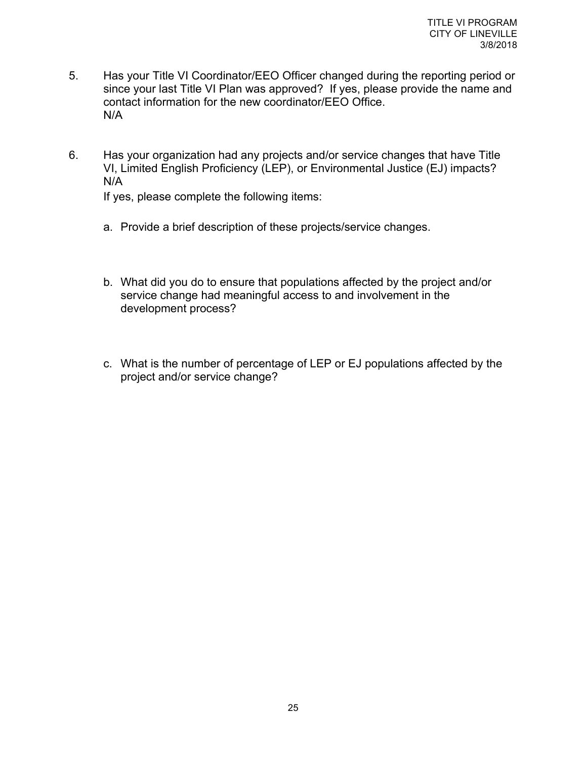5. Has your Title VI Coordinator/EEO Officer changed during the reporting period or since your last Title VI Plan was approved? If yes, please provide the name and contact information for the new coordinator/EEO Office.
   N/A

6. Has your organization had any projects and/or service changes that have Title VI, Limited English Proficiency (LEP), or Environmental Justice (EJ) impacts?
   N/A
   If yes, please complete the following items:

   a. Provide a brief description of these projects/service changes.

   b. What did you do to ensure that populations affected by the project and/or service change had meaningful access to and involvement in the development process?

   c. What is the number of percentage of LEP or EJ populations affected by the project and/or service change?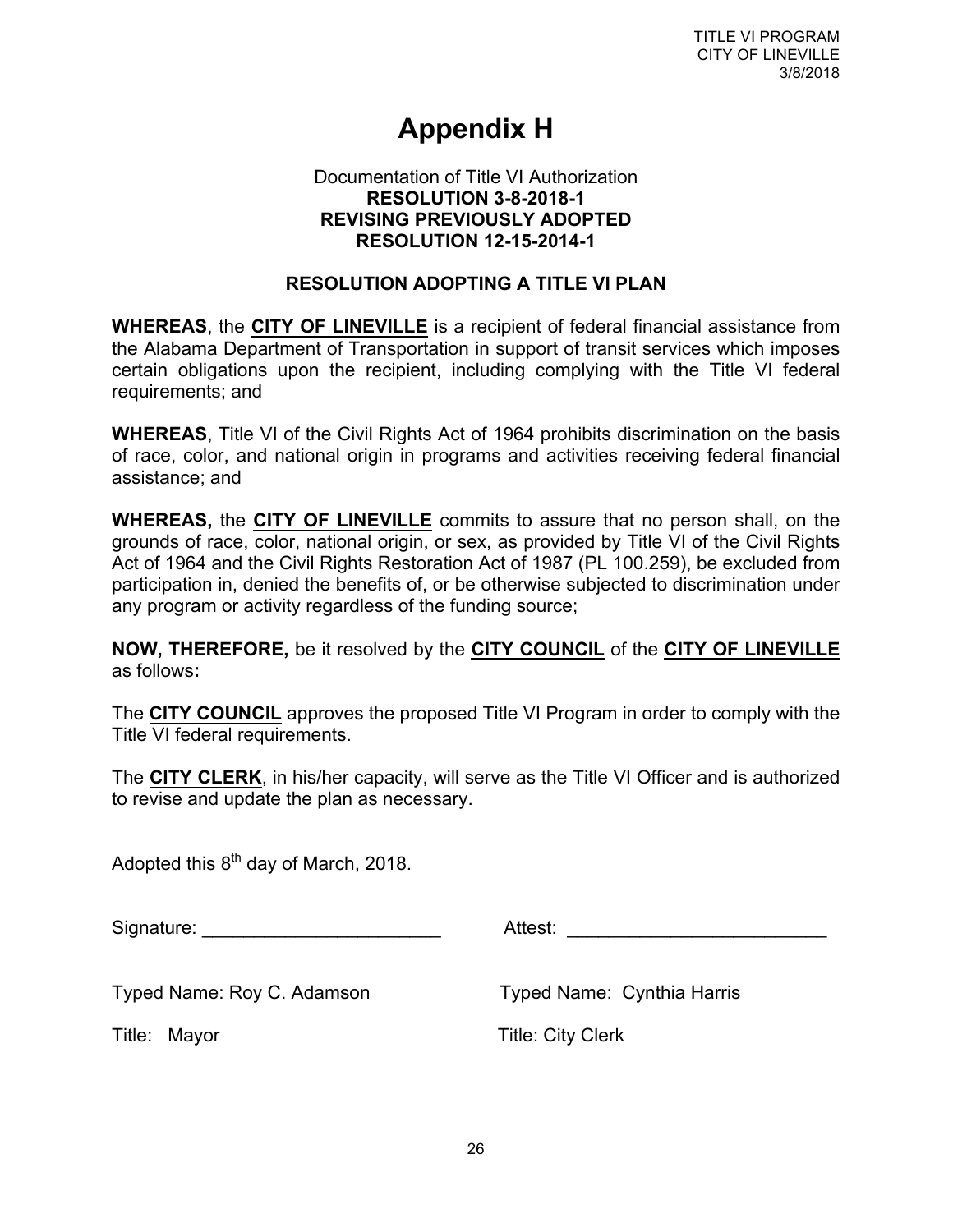# Appendix H

Documentation of Title VI Authorization
**RESOLUTION 3-8-2018-1**
**REVISING PREVIOUSLY ADOPTED**
**RESOLUTION 12-15-2014-1**

## RESOLUTION ADOPTING A TITLE VI PLAN

**WHEREAS**, the **CITY OF LINEVILLE** is a recipient of federal financial assistance from the Alabama Department of Transportation in support of transit services which imposes certain obligations upon the recipient, including complying with the Title VI federal requirements; and

**WHEREAS**, Title VI of the Civil Rights Act of 1964 prohibits discrimination on the basis of race, color, and national origin in programs and activities receiving federal financial assistance; and

**WHEREAS,** the **CITY OF LINEVILLE** commits to assure that no person shall, on the grounds of race, color, national origin, or sex, as provided by Title VI of the Civil Rights Act of 1964 and the Civil Rights Restoration Act of 1987 (PL 100.259), be excluded from participation in, denied the benefits of, or be otherwise subjected to discrimination under any program or activity regardless of the funding source;

**NOW, THEREFORE,** be it resolved by the **CITY COUNCIL** of the **CITY OF LINEVILLE** as follows**:**

The **CITY COUNCIL** approves the proposed Title VI Program in order to comply with the Title VI federal requirements.

The **CITY CLERK**, in his/her capacity, will serve as the Title VI Officer and is authorized to revise and update the plan as necessary.

Adopted this 8th day of March, 2018.

Signature: _______________________ Attest: _________________________

Typed Name: Roy C. Adamson Typed Name: Cynthia Harris

Title: Mayor Title: City Clerk